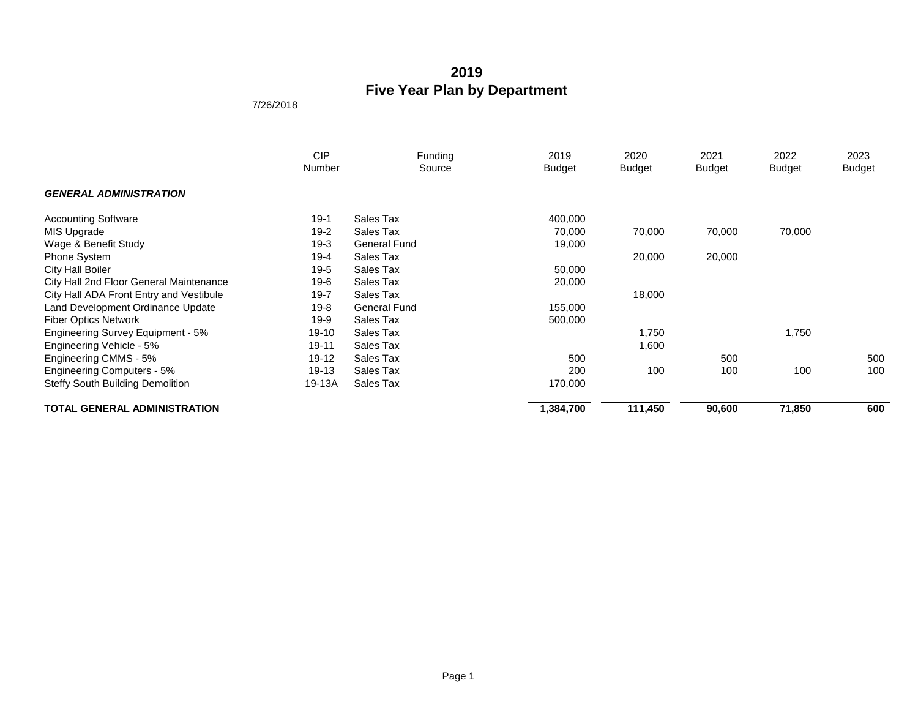# 2019
# Five Year Plan by Department

7/26/2018

| | CIP Number | Funding Source | 2019 Budget | 2020 Budget | 2021 Budget | 2022 Budget | 2023 Budget |
|---|---|---|---|---|---|---|---|
| ***GENERAL ADMINISTRATION*** | | | | | | | |
| Accounting Software | 19-1 | Sales Tax | 400,000 | | | | |
| MIS Upgrade | 19-2 | Sales Tax | 70,000 | 70,000 | 70,000 | 70,000 | |
| Wage & Benefit Study | 19-3 | General Fund | 19,000 | | | | |
| Phone System | 19-4 | Sales Tax | | 20,000 | 20,000 | | |
| City Hall Boiler | 19-5 | Sales Tax | 50,000 | | | | |
| City Hall 2nd Floor General Maintenance | 19-6 | Sales Tax | 20,000 | | | | |
| City Hall ADA Front Entry and Vestibule | 19-7 | Sales Tax | | 18,000 | | | |
| Land Development Ordinance Update | 19-8 | General Fund | 155,000 | | | | |
| Fiber Optics Network | 19-9 | Sales Tax | 500,000 | | | | |
| Engineering Survey Equipment - 5% | 19-10 | Sales Tax | | 1,750 | | 1,750 | |
| Engineering Vehicle - 5% | 19-11 | Sales Tax | | 1,600 | | | |
| Engineering CMMS - 5% | 19-12 | Sales Tax | 500 | | 500 | | 500 |
| Engineering Computers - 5% | 19-13 | Sales Tax | 200 | 100 | 100 | 100 | 100 |
| Steffy South Building Demolition | 19-13A | Sales Tax | 170,000 | | | | |
| **TOTAL GENERAL ADMINISTRATION** | | | **1,384,700** | **111,450** | **90,600** | **71,850** | **600** |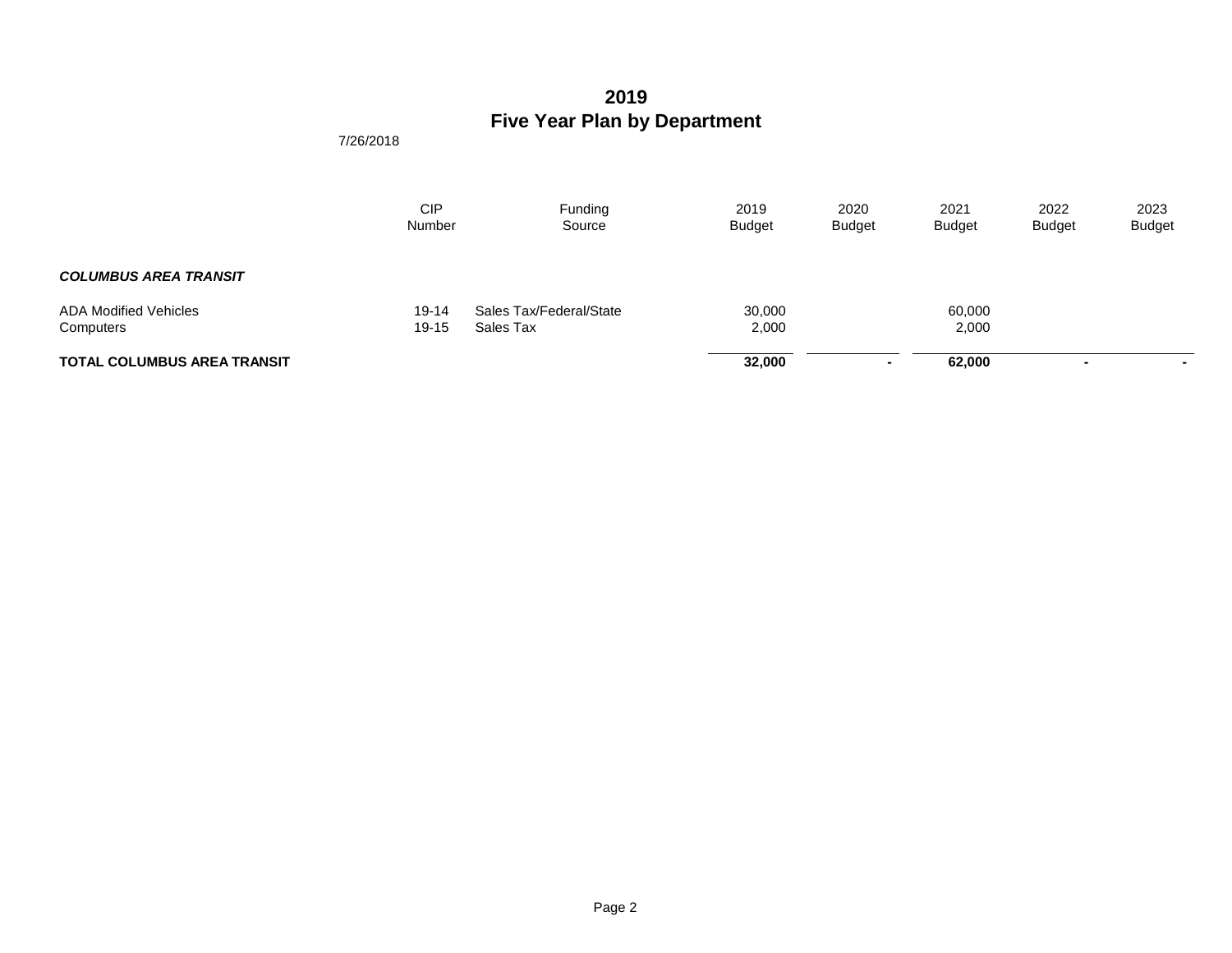# 2019
# Five Year Plan by Department

7/26/2018

| | CIP Number | Funding Source | 2019 Budget | 2020 Budget | 2021 Budget | 2022 Budget | 2023 Budget |
|---|---|---|---|---|---|---|---|
| ***COLUMBUS AREA TRANSIT*** | | | | | | | |
| ADA Modified Vehicles | 19-14 | Sales Tax/Federal/State | 30,000 | | 60,000 | | |
| Computers | 19-15 | Sales Tax | 2,000 | | 2,000 | | |
| **TOTAL COLUMBUS AREA TRANSIT** | | | **32,000** | **-** | **62,000** | **-** | **-** |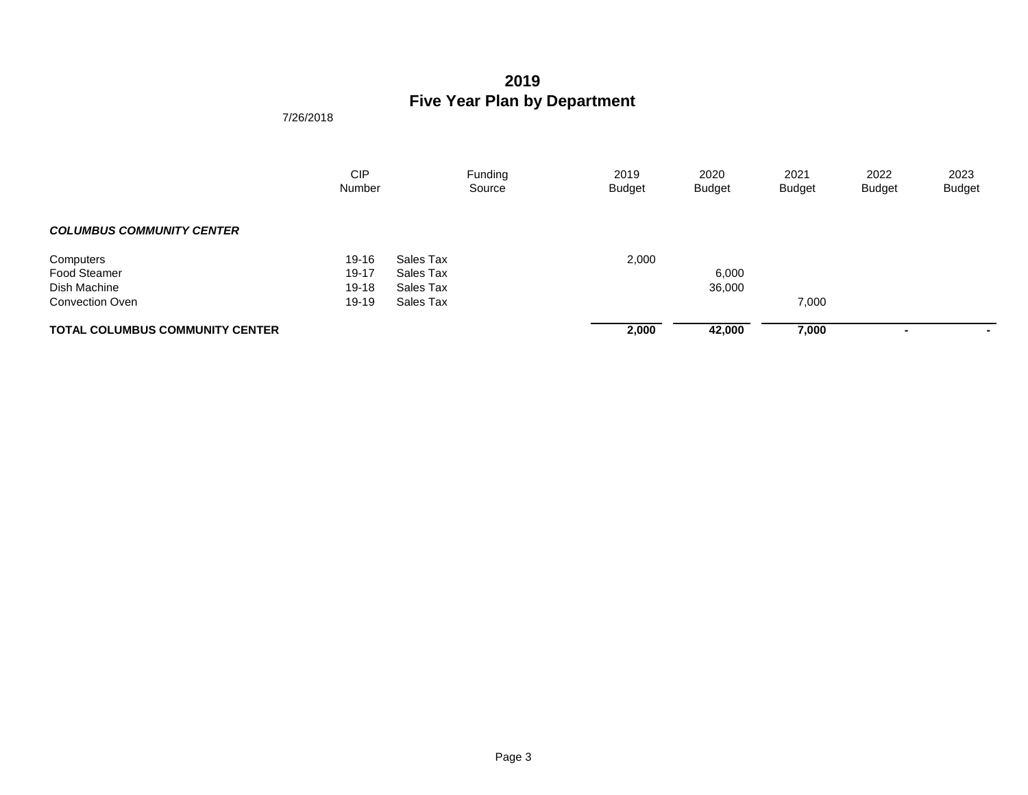# 2019
# Five Year Plan by Department

7/26/2018

| | CIP Number | Funding Source | 2019 Budget | 2020 Budget | 2021 Budget | 2022 Budget | 2023 Budget |
|---|---|---|---|---|---|---|---|
| ***COLUMBUS COMMUNITY CENTER*** | | | | | | | |
| Computers | 19-16 | Sales Tax | 2,000 | | | | |
| Food Steamer | 19-17 | Sales Tax | | 6,000 | | | |
| Dish Machine | 19-18 | Sales Tax | | 36,000 | | | |
| Convection Oven | 19-19 | Sales Tax | | | 7,000 | | |
| **TOTAL COLUMBUS COMMUNITY CENTER** | | | **2,000** | **42,000** | **7,000** | **-** | **-** |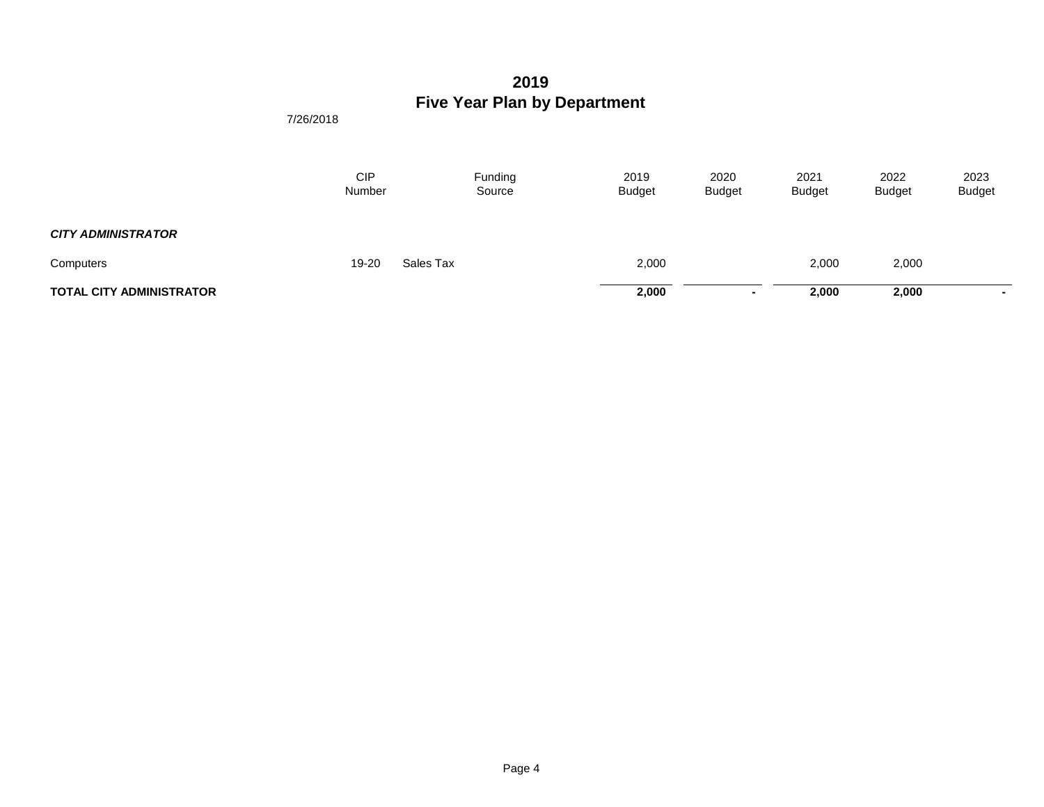# 2019
## Five Year Plan by Department

7/26/2018

| | CIP Number | Funding Source | 2019 Budget | 2020 Budget | 2021 Budget | 2022 Budget | 2023 Budget |
|---|---|---|---|---|---|---|---|
| ***CITY ADMINISTRATOR*** | | | | | | | |
| Computers | 19-20 | Sales Tax | 2,000 | | 2,000 | 2,000 | |
| **TOTAL CITY ADMINISTRATOR** | | | **2,000** | **-** | **2,000** | **2,000** | **-** |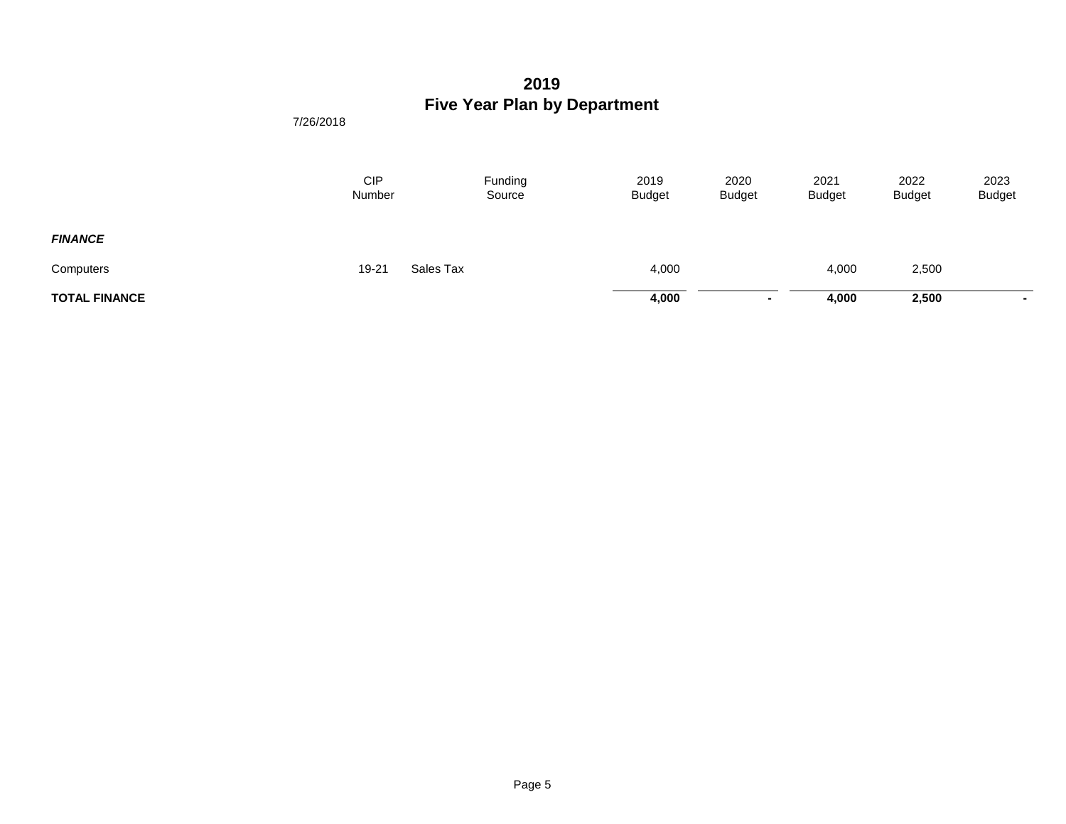# 2019
# Five Year Plan by Department

7/26/2018

| | CIP Number | Funding Source | 2019 Budget | 2020 Budget | 2021 Budget | 2022 Budget | 2023 Budget |
|---|---|---|---|---|---|---|---|
| ***FINANCE*** | | | | | | | |
| Computers | 19-21 | Sales Tax | 4,000 | | 4,000 | 2,500 | |
| **TOTAL FINANCE** | | | **4,000** | **-** | **4,000** | **2,500** | **-** |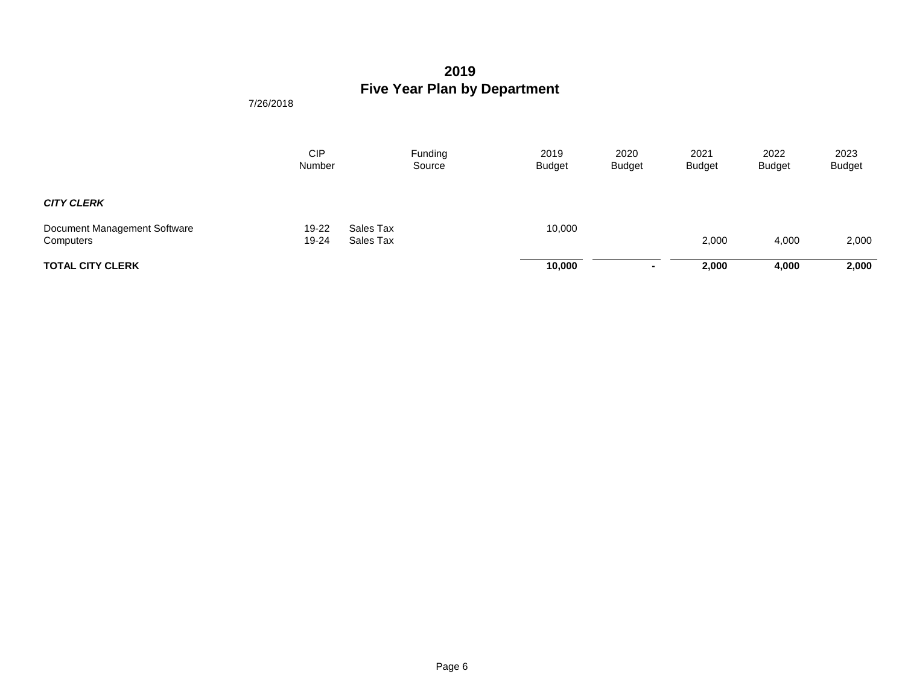# 2019
# Five Year Plan by Department

7/26/2018

| | CIP Number | Funding Source | 2019 Budget | 2020 Budget | 2021 Budget | 2022 Budget | 2023 Budget |
|---|---|---|---|---|---|---|---|
| ***CITY CLERK*** | | | | | | | |
| Document Management Software | 19-22 | Sales Tax | 10,000 | | | | |
| Computers | 19-24 | Sales Tax | | | 2,000 | 4,000 | 2,000 |
| **TOTAL CITY CLERK** | | | **10,000** | **-** | **2,000** | **4,000** | **2,000** |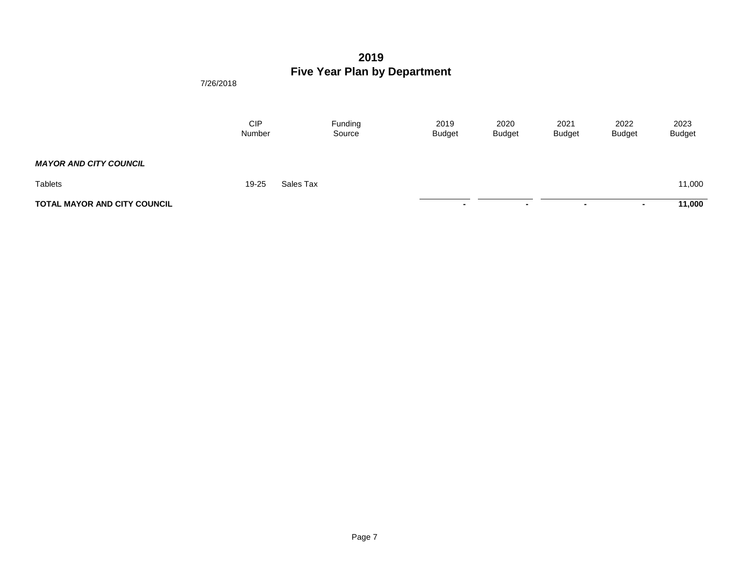# 2019
# Five Year Plan by Department

7/26/2018

| | CIP Number | Funding Source | 2019 Budget | 2020 Budget | 2021 Budget | 2022 Budget | 2023 Budget |
|---|---|---|---|---|---|---|---|
| ***MAYOR AND CITY COUNCIL*** | | | | | | | |
| Tablets | 19-25 | Sales Tax | | | | | 11,000 |
| **TOTAL MAYOR AND CITY COUNCIL** | | | **-** | **-** | **-** | **-** | **11,000** |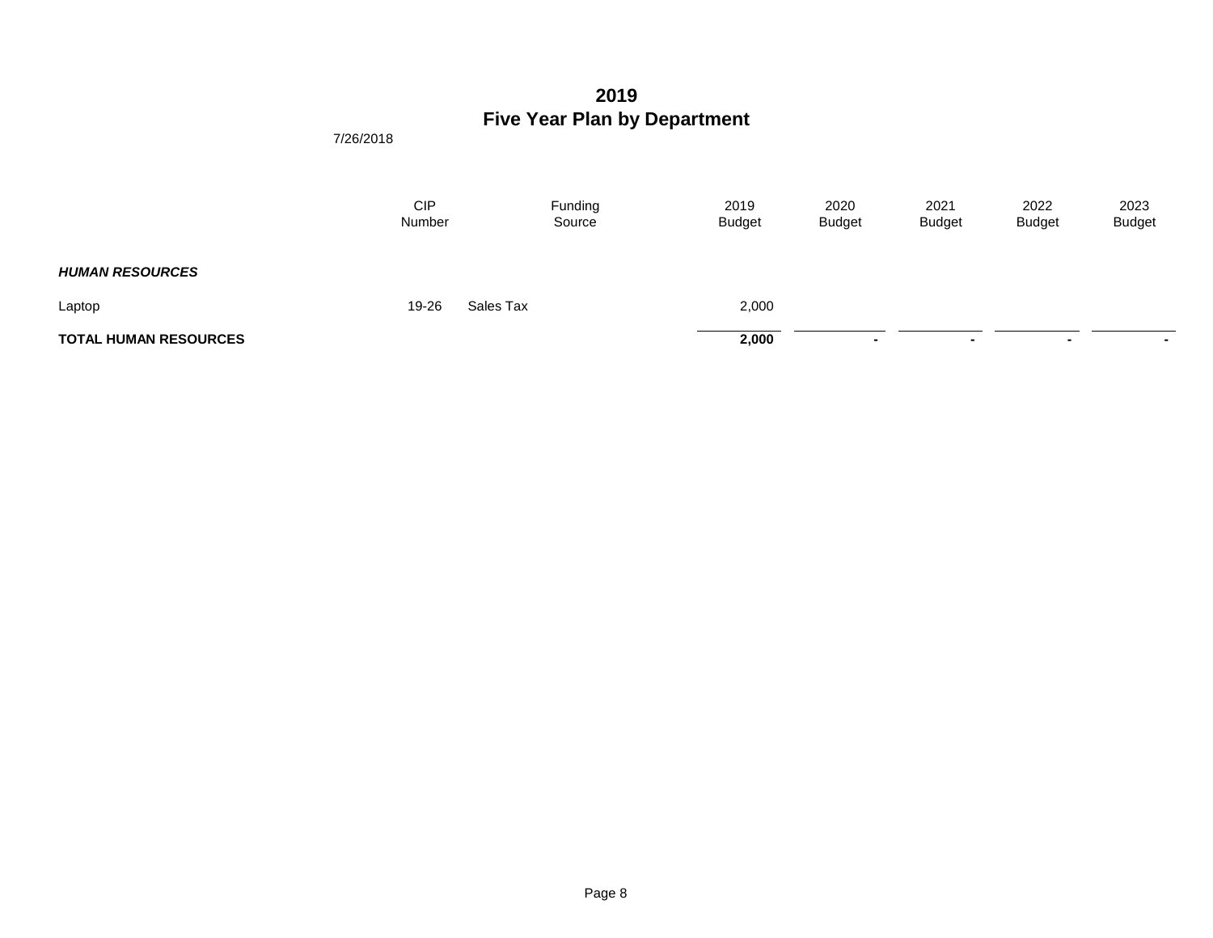# 2019
# Five Year Plan by Department

7/26/2018

| | CIP Number | Funding Source | 2019 Budget | 2020 Budget | 2021 Budget | 2022 Budget | 2023 Budget |
|---|---|---|---|---|---|---|---|
| ***HUMAN RESOURCES*** | | | | | | | |
| Laptop | 19-26 | Sales Tax | 2,000 | | | | |
| **TOTAL HUMAN RESOURCES** | | | **2,000** | **-** | **-** | **-** | **-** |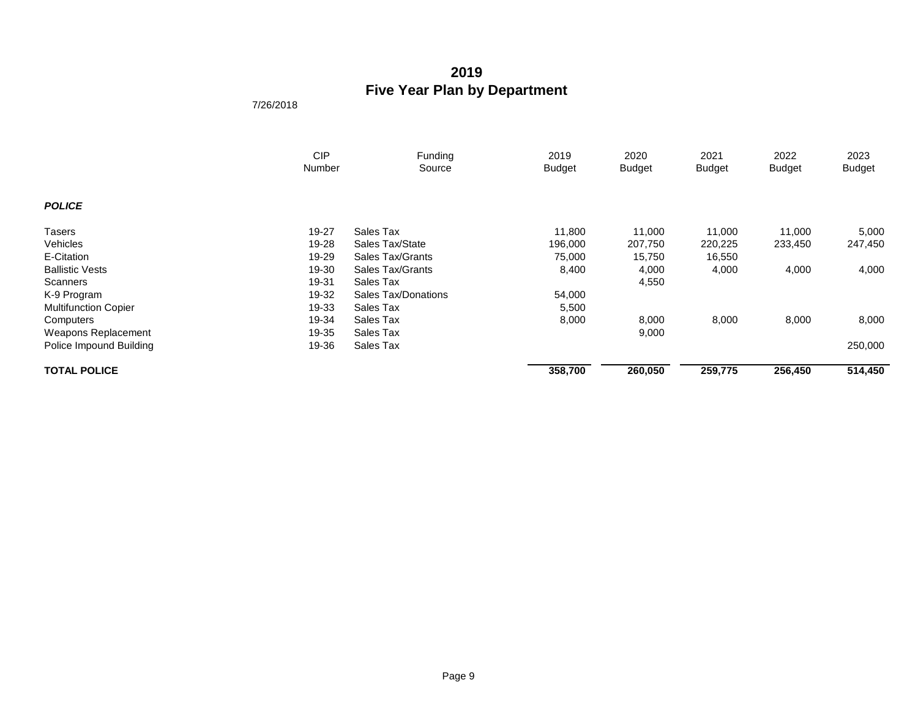# 2019
# Five Year Plan by Department

7/26/2018

| | CIP Number | Funding Source | 2019 Budget | 2020 Budget | 2021 Budget | 2022 Budget | 2023 Budget |
|---|---|---|---|---|---|---|---|
| ***POLICE*** | | | | | | | |
| Tasers | 19-27 | Sales Tax | 11,800 | 11,000 | 11,000 | 11,000 | 5,000 |
| Vehicles | 19-28 | Sales Tax/State | 196,000 | 207,750 | 220,225 | 233,450 | 247,450 |
| E-Citation | 19-29 | Sales Tax/Grants | 75,000 | 15,750 | 16,550 | | |
| Ballistic Vests | 19-30 | Sales Tax/Grants | 8,400 | 4,000 | 4,000 | 4,000 | 4,000 |
| Scanners | 19-31 | Sales Tax | | 4,550 | | | |
| K-9 Program | 19-32 | Sales Tax/Donations | 54,000 | | | | |
| Multifunction Copier | 19-33 | Sales Tax | 5,500 | | | | |
| Computers | 19-34 | Sales Tax | 8,000 | 8,000 | 8,000 | 8,000 | 8,000 |
| Weapons Replacement | 19-35 | Sales Tax | | 9,000 | | | |
| Police Impound Building | 19-36 | Sales Tax | | | | | 250,000 |
| **TOTAL POLICE** | | | **358,700** | **260,050** | **259,775** | **256,450** | **514,450** |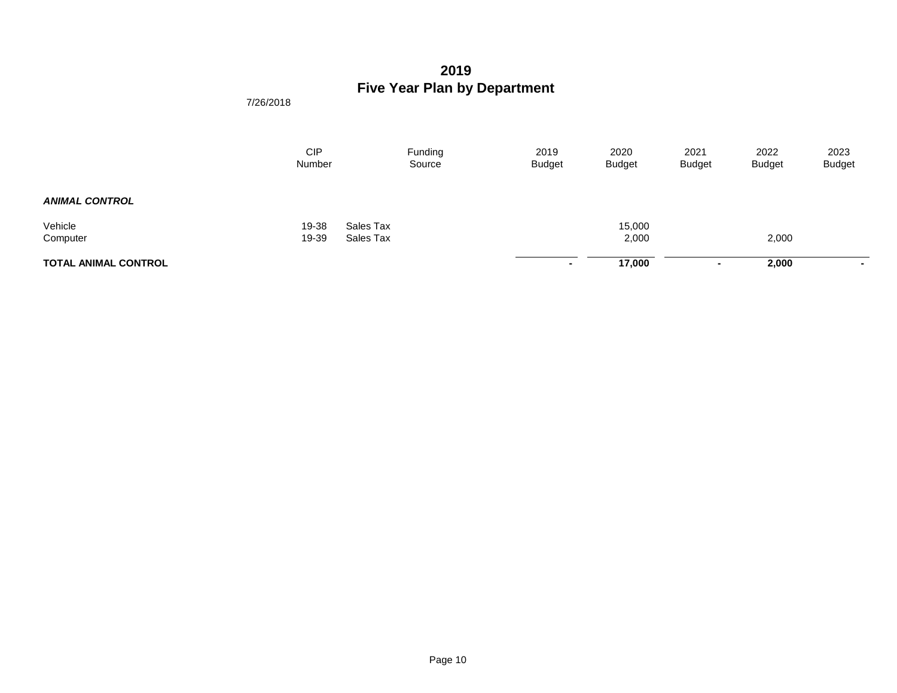# 2019
# Five Year Plan by Department

7/26/2018

| | CIP Number | Funding Source | 2019 Budget | 2020 Budget | 2021 Budget | 2022 Budget | 2023 Budget |
|---|---|---|---|---|---|---|---|
| ***ANIMAL CONTROL*** | | | | | | | |
| Vehicle | 19-38 | Sales Tax | | 15,000 | | | |
| Computer | 19-39 | Sales Tax | | 2,000 | | 2,000 | |
| **TOTAL ANIMAL CONTROL** | | | **-** | **17,000** | **-** | **2,000** | **-** |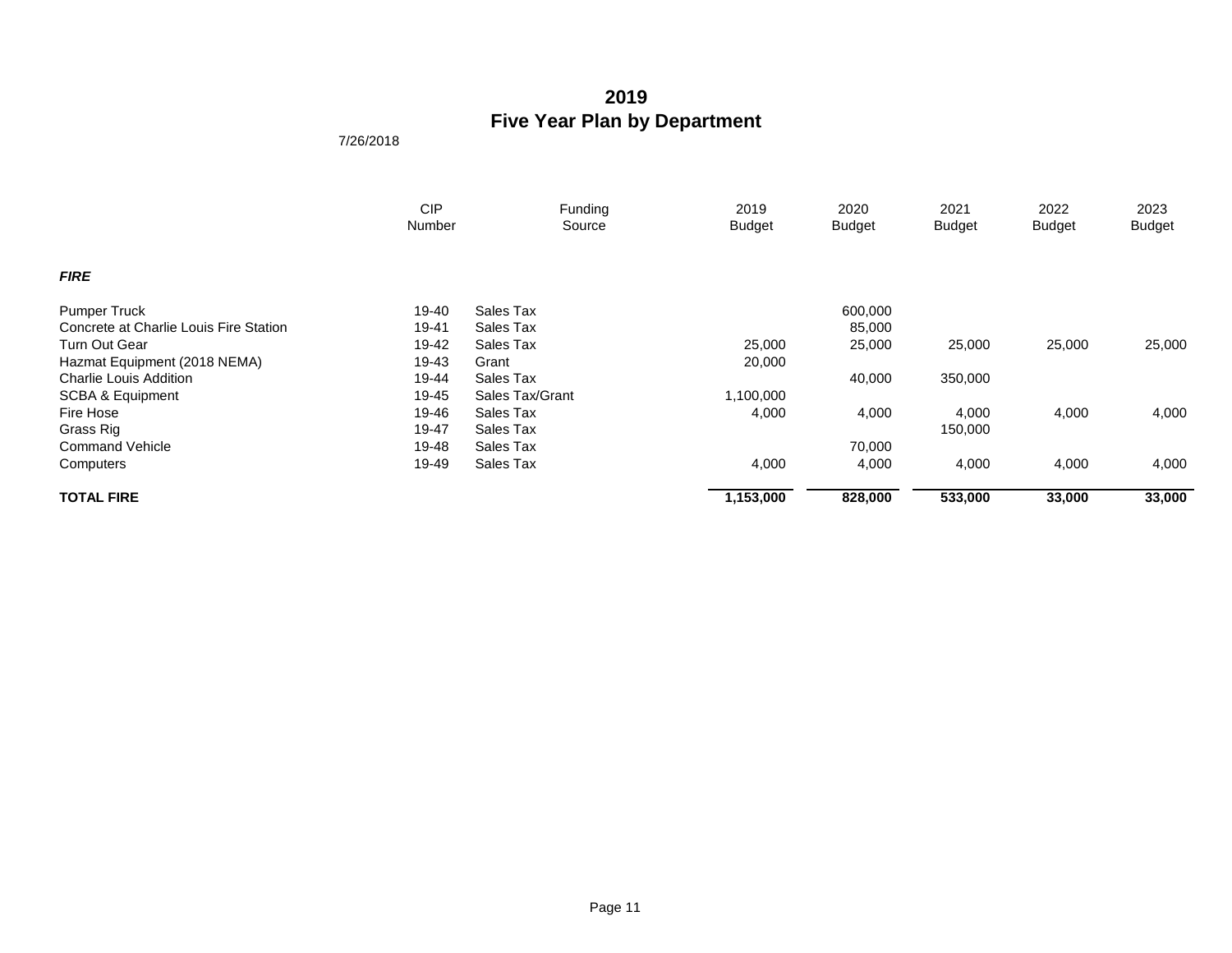# 2019
# Five Year Plan by Department

7/26/2018

| | CIP Number | Funding Source | 2019 Budget | 2020 Budget | 2021 Budget | 2022 Budget | 2023 Budget |
|---|---|---|---|---|---|---|---|
| ***FIRE*** | | | | | | | |
| Pumper Truck | 19-40 | Sales Tax | | 600,000 | | | |
| Concrete at Charlie Louis Fire Station | 19-41 | Sales Tax | | 85,000 | | | |
| Turn Out Gear | 19-42 | Sales Tax | 25,000 | 25,000 | 25,000 | 25,000 | 25,000 |
| Hazmat Equipment (2018 NEMA) | 19-43 | Grant | 20,000 | | | | |
| Charlie Louis Addition | 19-44 | Sales Tax | | 40,000 | 350,000 | | |
| SCBA & Equipment | 19-45 | Sales Tax/Grant | 1,100,000 | | | | |
| Fire Hose | 19-46 | Sales Tax | 4,000 | 4,000 | 4,000 | 4,000 | 4,000 |
| Grass Rig | 19-47 | Sales Tax | | | 150,000 | | |
| Command Vehicle | 19-48 | Sales Tax | | 70,000 | | | |
| Computers | 19-49 | Sales Tax | 4,000 | 4,000 | 4,000 | 4,000 | 4,000 |
| **TOTAL FIRE** | | | **1,153,000** | **828,000** | **533,000** | **33,000** | **33,000** |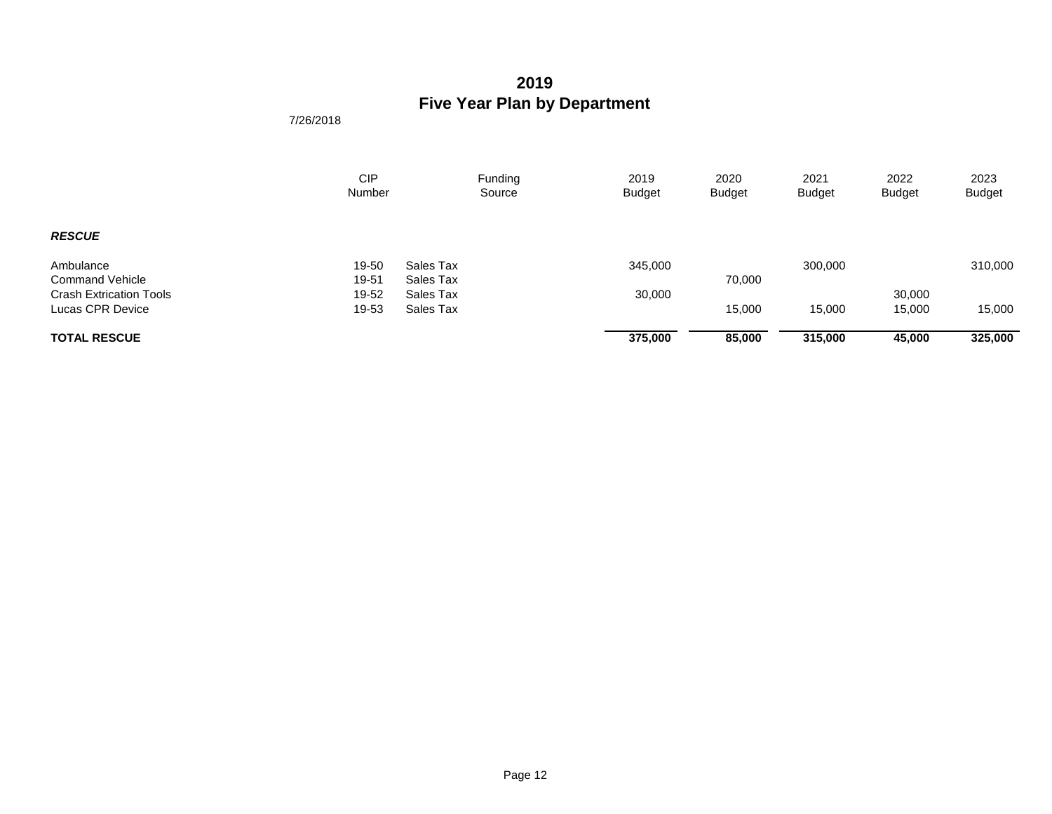# 2019
# Five Year Plan by Department

7/26/2018

| | CIP Number | Funding Source | 2019 Budget | 2020 Budget | 2021 Budget | 2022 Budget | 2023 Budget |
|---|---|---|---|---|---|---|---|
| ***RESCUE*** | | | | | | | |
| Ambulance | 19-50 | Sales Tax | 345,000 | | 300,000 | | 310,000 |
| Command Vehicle | 19-51 | Sales Tax | | 70,000 | | | |
| Crash Extrication Tools | 19-52 | Sales Tax | 30,000 | | | 30,000 | |
| Lucas CPR Device | 19-53 | Sales Tax | | 15,000 | 15,000 | 15,000 | 15,000 |
| **TOTAL RESCUE** | | | **375,000** | **85,000** | **315,000** | **45,000** | **325,000** |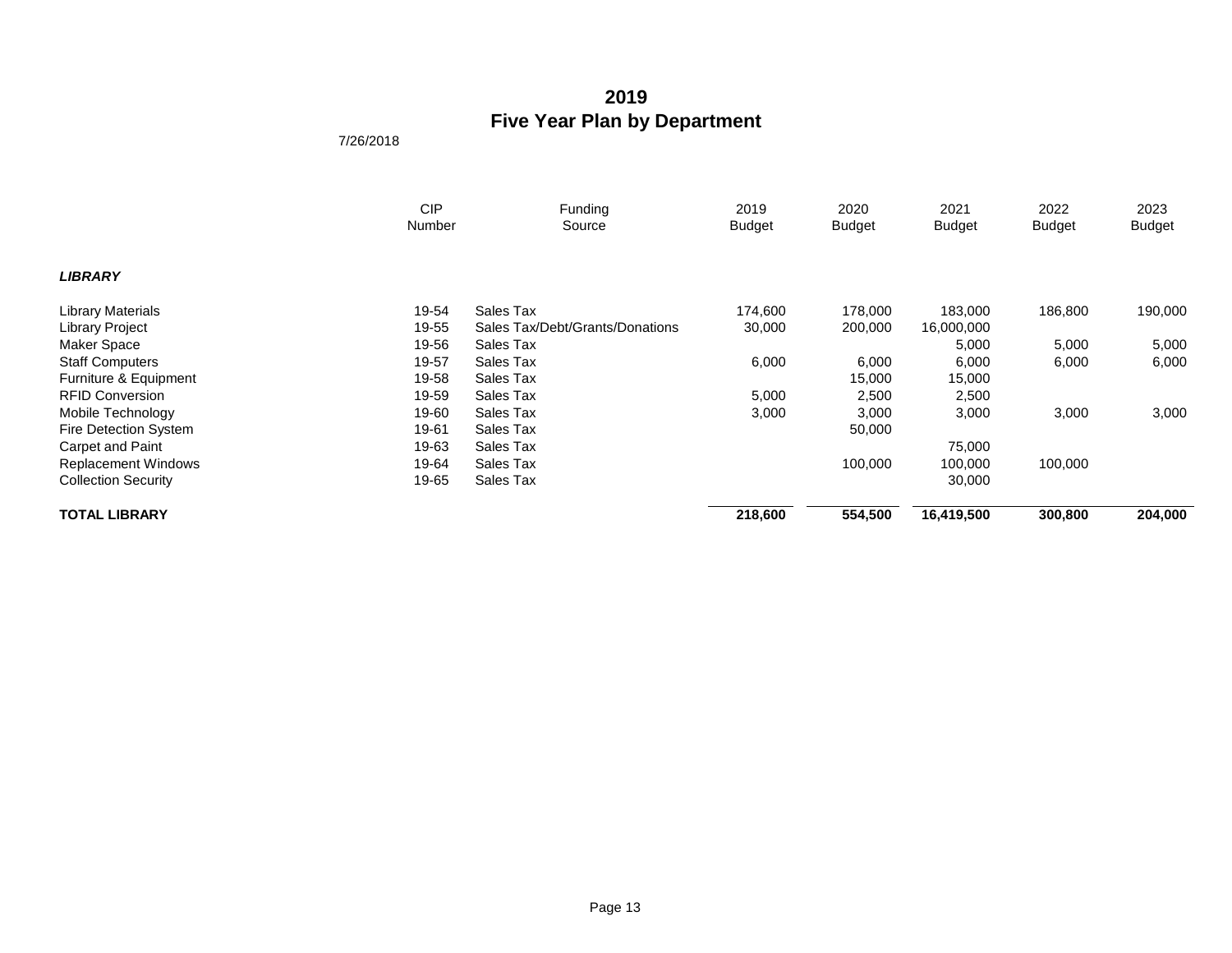# 2019
## Five Year Plan by Department

7/26/2018

| | CIP Number | Funding Source | 2019 Budget | 2020 Budget | 2021 Budget | 2022 Budget | 2023 Budget |
|---|---|---|---|---|---|---|---|
| ***LIBRARY*** | | | | | | | |
| Library Materials | 19-54 | Sales Tax | 174,600 | 178,000 | 183,000 | 186,800 | 190,000 |
| Library Project | 19-55 | Sales Tax/Debt/Grants/Donations | 30,000 | 200,000 | 16,000,000 | | |
| Maker Space | 19-56 | Sales Tax | | | 5,000 | 5,000 | 5,000 |
| Staff Computers | 19-57 | Sales Tax | 6,000 | 6,000 | 6,000 | 6,000 | 6,000 |
| Furniture & Equipment | 19-58 | Sales Tax | | 15,000 | 15,000 | | |
| RFID Conversion | 19-59 | Sales Tax | 5,000 | 2,500 | 2,500 | | |
| Mobile Technology | 19-60 | Sales Tax | 3,000 | 3,000 | 3,000 | 3,000 | 3,000 |
| Fire Detection System | 19-61 | Sales Tax | | 50,000 | | | |
| Carpet and Paint | 19-63 | Sales Tax | | | 75,000 | | |
| Replacement Windows | 19-64 | Sales Tax | | 100,000 | 100,000 | 100,000 | |
| Collection Security | 19-65 | Sales Tax | | | 30,000 | | |
| **TOTAL LIBRARY** | | | **218,600** | **554,500** | **16,419,500** | **300,800** | **204,000** |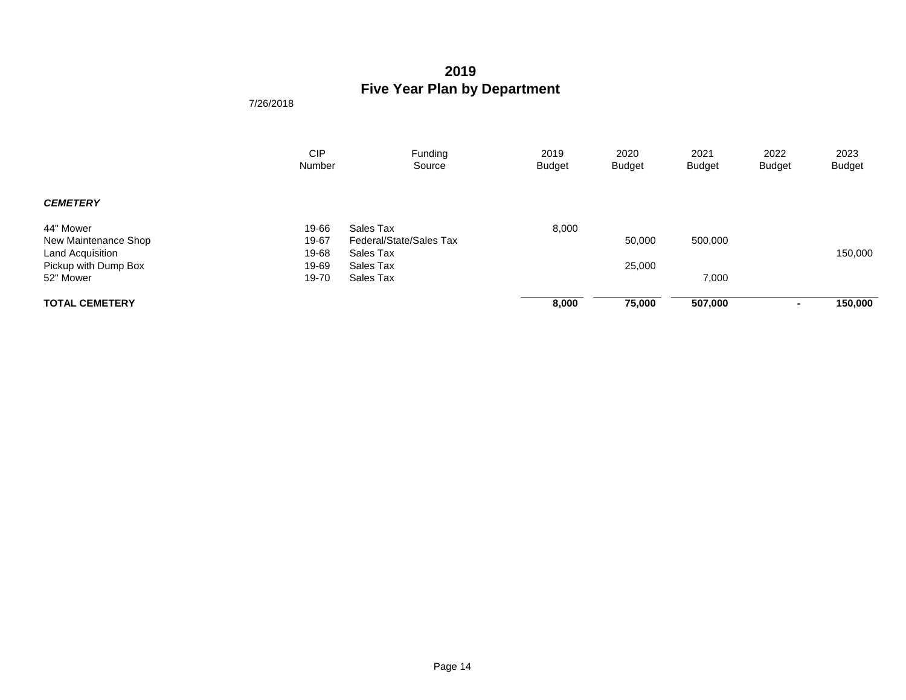# 2019
# Five Year Plan by Department

7/26/2018

| | CIP Number | Funding Source | 2019 Budget | 2020 Budget | 2021 Budget | 2022 Budget | 2023 Budget |
|---|---|---|---|---|---|---|---|
| ***CEMETERY*** | | | | | | | |
| 44" Mower | 19-66 | Sales Tax | 8,000 | | | | |
| New Maintenance Shop | 19-67 | Federal/State/Sales Tax | | 50,000 | 500,000 | | |
| Land Acquisition | 19-68 | Sales Tax | | | | | 150,000 |
| Pickup with Dump Box | 19-69 | Sales Tax | | 25,000 | | | |
| 52" Mower | 19-70 | Sales Tax | | | 7,000 | | |
| **TOTAL CEMETERY** | | | **8,000** | **75,000** | **507,000** | **-** | **150,000** |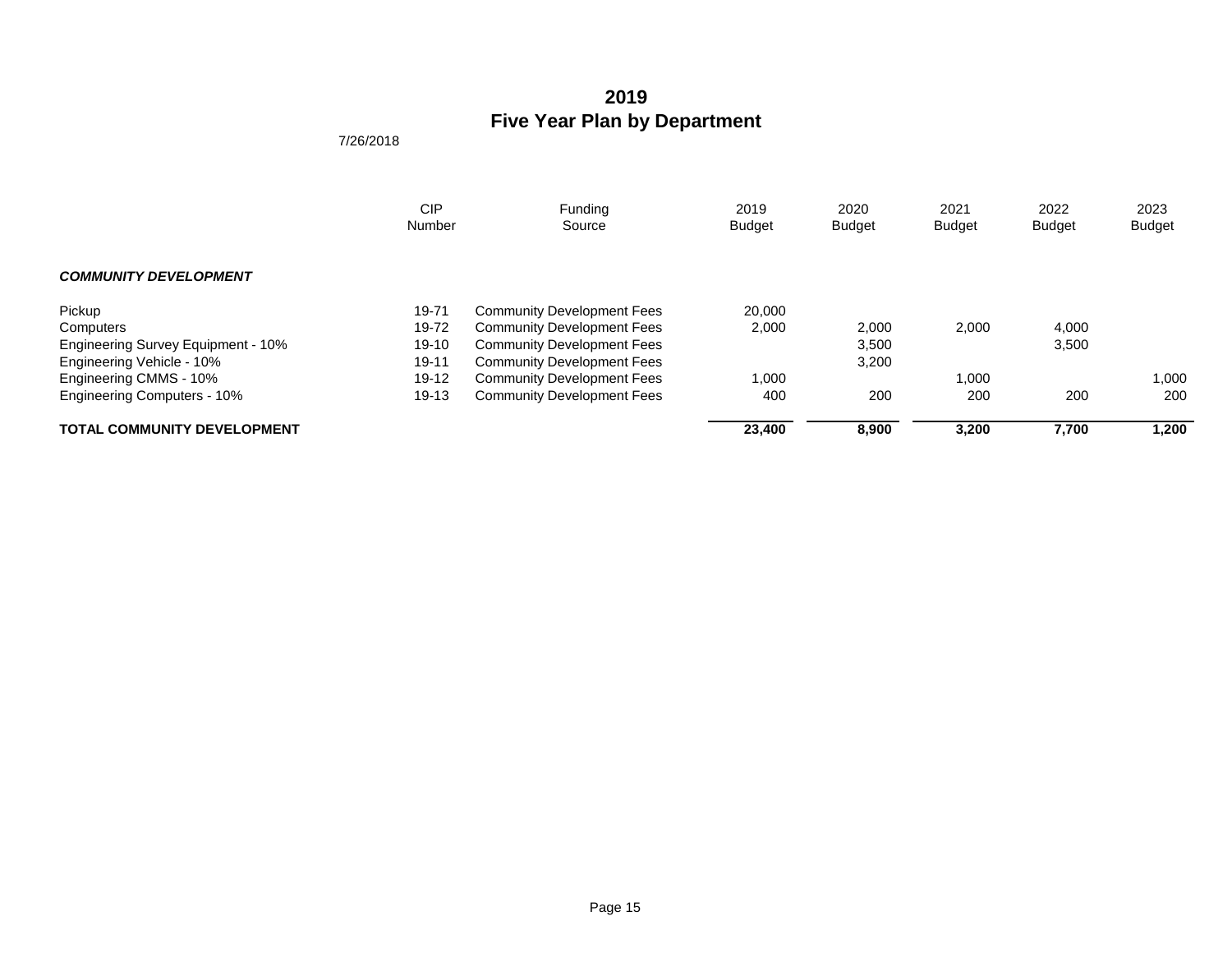# 2019
# Five Year Plan by Department

7/26/2018

| | CIP Number | Funding Source | 2019 Budget | 2020 Budget | 2021 Budget | 2022 Budget | 2023 Budget |
|---|---|---|---|---|---|---|---|
| ***COMMUNITY DEVELOPMENT*** | | | | | | | |
| Pickup | 19-71 | Community Development Fees | 20,000 | | | | |
| Computers | 19-72 | Community Development Fees | 2,000 | 2,000 | 2,000 | 4,000 | |
| Engineering Survey Equipment - 10% | 19-10 | Community Development Fees | | 3,500 | | 3,500 | |
| Engineering Vehicle - 10% | 19-11 | Community Development Fees | | 3,200 | | | |
| Engineering CMMS - 10% | 19-12 | Community Development Fees | 1,000 | | 1,000 | | 1,000 |
| Engineering Computers - 10% | 19-13 | Community Development Fees | 400 | 200 | 200 | 200 | 200 |
| **TOTAL COMMUNITY DEVELOPMENT** | | | **23,400** | **8,900** | **3,200** | **7,700** | **1,200** |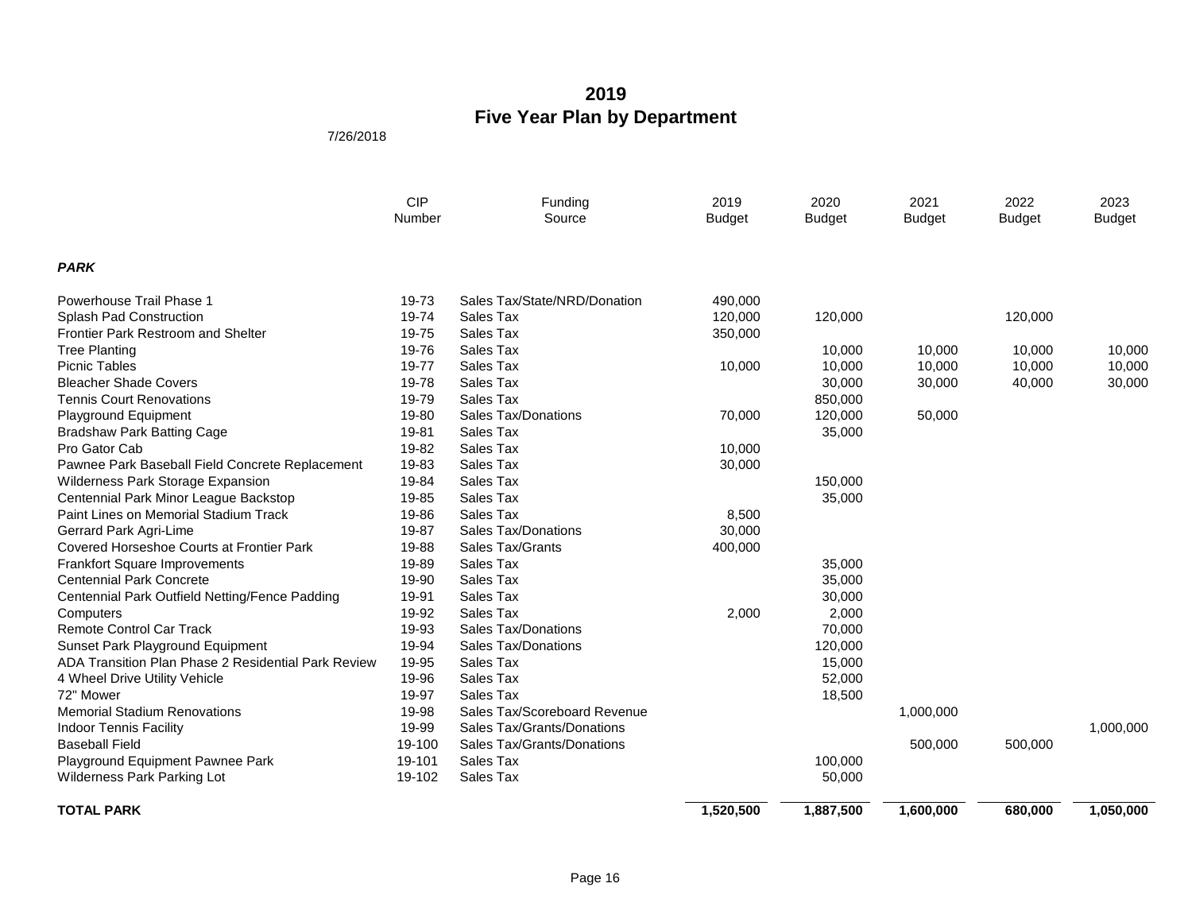# 2019
# Five Year Plan by Department

7/26/2018

| | CIP Number | Funding Source | 2019 Budget | 2020 Budget | 2021 Budget | 2022 Budget | 2023 Budget |
|---|---|---|---|---|---|---|---|
| ***PARK*** | | | | | | | |
| Powerhouse Trail Phase 1 | 19-73 | Sales Tax/State/NRD/Donation | 490,000 | | | | |
| Splash Pad Construction | 19-74 | Sales Tax | 120,000 | 120,000 | | 120,000 | |
| Frontier Park Restroom and Shelter | 19-75 | Sales Tax | 350,000 | | | | |
| Tree Planting | 19-76 | Sales Tax | | 10,000 | 10,000 | 10,000 | 10,000 |
| Picnic Tables | 19-77 | Sales Tax | 10,000 | 10,000 | 10,000 | 10,000 | 10,000 |
| Bleacher Shade Covers | 19-78 | Sales Tax | | 30,000 | 30,000 | 40,000 | 30,000 |
| Tennis Court Renovations | 19-79 | Sales Tax | | 850,000 | | | |
| Playground Equipment | 19-80 | Sales Tax/Donations | 70,000 | 120,000 | 50,000 | | |
| Bradshaw Park Batting Cage | 19-81 | Sales Tax | | 35,000 | | | |
| Pro Gator Cab | 19-82 | Sales Tax | 10,000 | | | | |
| Pawnee Park Baseball Field Concrete Replacement | 19-83 | Sales Tax | 30,000 | | | | |
| Wilderness Park Storage Expansion | 19-84 | Sales Tax | | 150,000 | | | |
| Centennial Park Minor League Backstop | 19-85 | Sales Tax | | 35,000 | | | |
| Paint Lines on Memorial Stadium Track | 19-86 | Sales Tax | 8,500 | | | | |
| Gerrard Park Agri-Lime | 19-87 | Sales Tax/Donations | 30,000 | | | | |
| Covered Horseshoe Courts at Frontier Park | 19-88 | Sales Tax/Grants | 400,000 | | | | |
| Frankfort Square Improvements | 19-89 | Sales Tax | | 35,000 | | | |
| Centennial Park Concrete | 19-90 | Sales Tax | | 35,000 | | | |
| Centennial Park Outfield Netting/Fence Padding | 19-91 | Sales Tax | | 30,000 | | | |
| Computers | 19-92 | Sales Tax | 2,000 | 2,000 | | | |
| Remote Control Car Track | 19-93 | Sales Tax/Donations | | 70,000 | | | |
| Sunset Park Playground Equipment | 19-94 | Sales Tax/Donations | | 120,000 | | | |
| ADA Transition Plan Phase 2 Residential Park Review | 19-95 | Sales Tax | | 15,000 | | | |
| 4 Wheel Drive Utility Vehicle | 19-96 | Sales Tax | | 52,000 | | | |
| 72" Mower | 19-97 | Sales Tax | | 18,500 | | | |
| Memorial Stadium Renovations | 19-98 | Sales Tax/Scoreboard Revenue | | | 1,000,000 | | |
| Indoor Tennis Facility | 19-99 | Sales Tax/Grants/Donations | | | | | 1,000,000 |
| Baseball Field | 19-100 | Sales Tax/Grants/Donations | | | 500,000 | 500,000 | |
| Playground Equipment Pawnee Park | 19-101 | Sales Tax | | 100,000 | | | |
| Wilderness Park Parking Lot | 19-102 | Sales Tax | | 50,000 | | | |
| **TOTAL PARK** | | | **1,520,500** | **1,887,500** | **1,600,000** | **680,000** | **1,050,000** |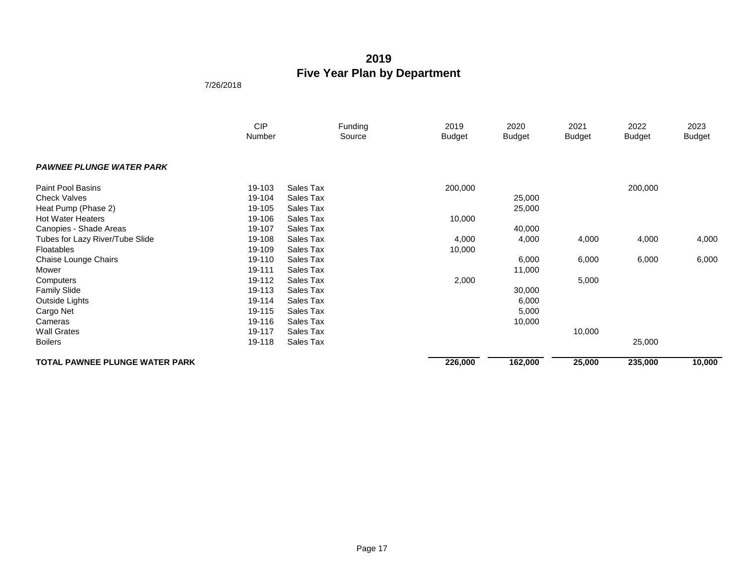# 2019
# Five Year Plan by Department

7/26/2018

| | CIP Number | Funding Source | 2019 Budget | 2020 Budget | 2021 Budget | 2022 Budget | 2023 Budget |
|---|---|---|---|---|---|---|---|
| ***PAWNEE PLUNGE WATER PARK*** | | | | | | | |
| Paint Pool Basins | 19-103 | Sales Tax | 200,000 | | | 200,000 | |
| Check Valves | 19-104 | Sales Tax | | 25,000 | | | |
| Heat Pump (Phase 2) | 19-105 | Sales Tax | | 25,000 | | | |
| Hot Water Heaters | 19-106 | Sales Tax | 10,000 | | | | |
| Canopies - Shade Areas | 19-107 | Sales Tax | | 40,000 | | | |
| Tubes for Lazy River/Tube Slide | 19-108 | Sales Tax | 4,000 | 4,000 | 4,000 | 4,000 | 4,000 |
| Floatables | 19-109 | Sales Tax | 10,000 | | | | |
| Chaise Lounge Chairs | 19-110 | Sales Tax | | 6,000 | 6,000 | 6,000 | 6,000 |
| Mower | 19-111 | Sales Tax | | 11,000 | | | |
| Computers | 19-112 | Sales Tax | 2,000 | | 5,000 | | |
| Family Slide | 19-113 | Sales Tax | | 30,000 | | | |
| Outside Lights | 19-114 | Sales Tax | | 6,000 | | | |
| Cargo Net | 19-115 | Sales Tax | | 5,000 | | | |
| Cameras | 19-116 | Sales Tax | | 10,000 | | | |
| Wall Grates | 19-117 | Sales Tax | | | 10,000 | | |
| Boilers | 19-118 | Sales Tax | | | | 25,000 | |
| **TOTAL PAWNEE PLUNGE WATER PARK** | | | **226,000** | **162,000** | **25,000** | **235,000** | **10,000** |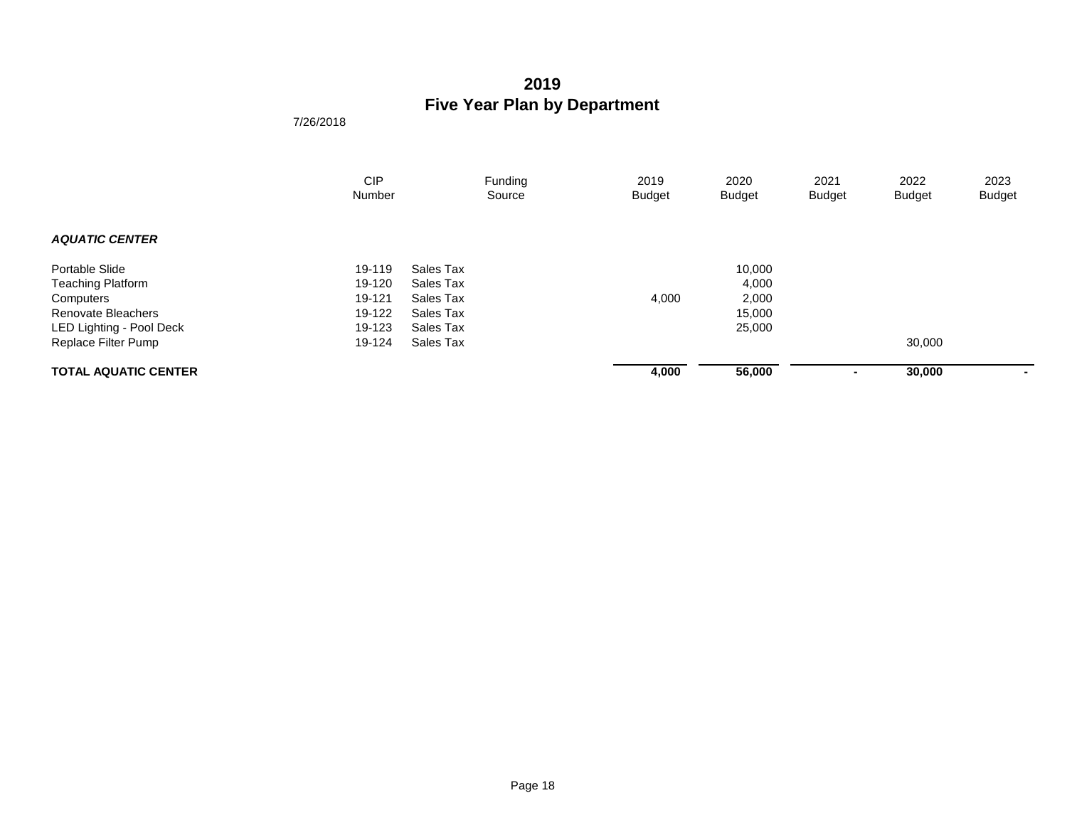# 2019
# Five Year Plan by Department

7/26/2018

| | CIP Number | Funding Source | 2019 Budget | 2020 Budget | 2021 Budget | 2022 Budget | 2023 Budget |
|---|---|---|---|---|---|---|---|
| ***AQUATIC CENTER*** | | | | | | | |
| Portable Slide | 19-119 | Sales Tax | | 10,000 | | | |
| Teaching Platform | 19-120 | Sales Tax | | 4,000 | | | |
| Computers | 19-121 | Sales Tax | 4,000 | 2,000 | | | |
| Renovate Bleachers | 19-122 | Sales Tax | | 15,000 | | | |
| LED Lighting - Pool Deck | 19-123 | Sales Tax | | 25,000 | | | |
| Replace Filter Pump | 19-124 | Sales Tax | | | | 30,000 | |
| **TOTAL AQUATIC CENTER** | | | **4,000** | **56,000** | **-** | **30,000** | **-** |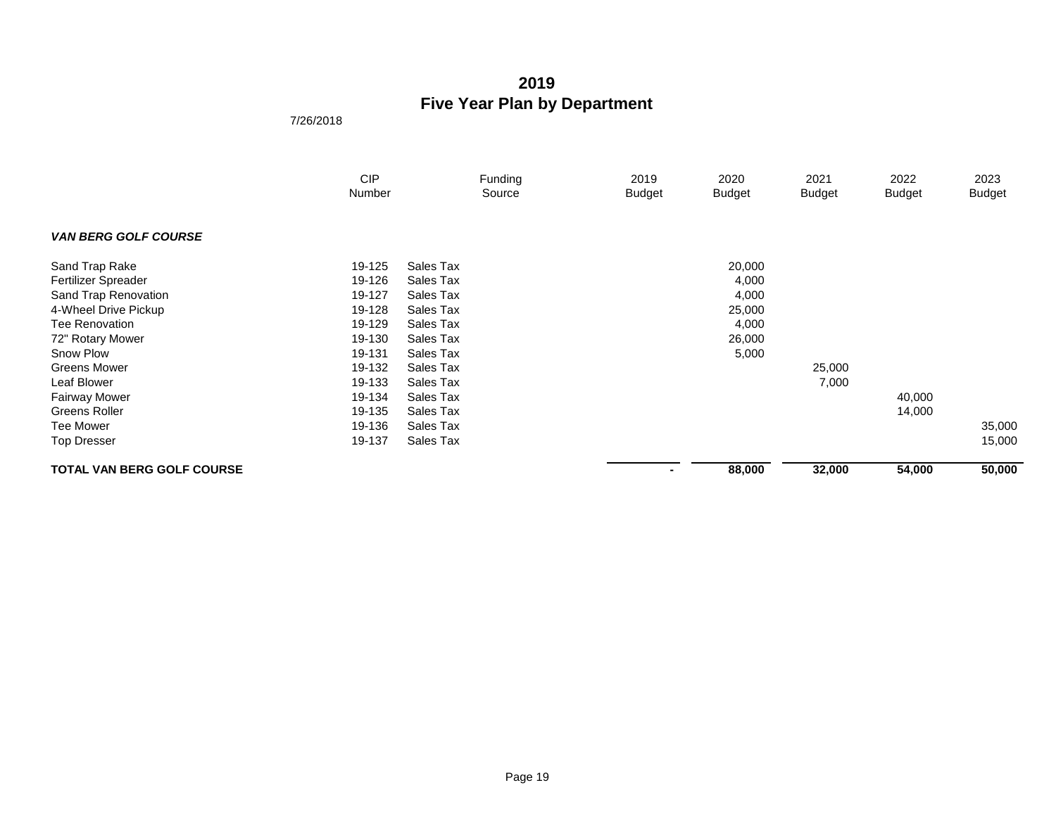# 2019
# Five Year Plan by Department

7/26/2018

| | CIP Number | Funding Source | 2019 Budget | 2020 Budget | 2021 Budget | 2022 Budget | 2023 Budget |
|---|---|---|---|---|---|---|---|
| ***VAN BERG GOLF COURSE*** | | | | | | | |
| Sand Trap Rake | 19-125 | Sales Tax | | 20,000 | | | |
| Fertilizer Spreader | 19-126 | Sales Tax | | 4,000 | | | |
| Sand Trap Renovation | 19-127 | Sales Tax | | 4,000 | | | |
| 4-Wheel Drive Pickup | 19-128 | Sales Tax | | 25,000 | | | |
| Tee Renovation | 19-129 | Sales Tax | | 4,000 | | | |
| 72" Rotary Mower | 19-130 | Sales Tax | | 26,000 | | | |
| Snow Plow | 19-131 | Sales Tax | | 5,000 | | | |
| Greens Mower | 19-132 | Sales Tax | | | 25,000 | | |
| Leaf Blower | 19-133 | Sales Tax | | | 7,000 | | |
| Fairway Mower | 19-134 | Sales Tax | | | | 40,000 | |
| Greens Roller | 19-135 | Sales Tax | | | | 14,000 | |
| Tee Mower | 19-136 | Sales Tax | | | | | 35,000 |
| Top Dresser | 19-137 | Sales Tax | | | | | 15,000 |
| **TOTAL VAN BERG GOLF COURSE** | | | **-** | **88,000** | **32,000** | **54,000** | **50,000** |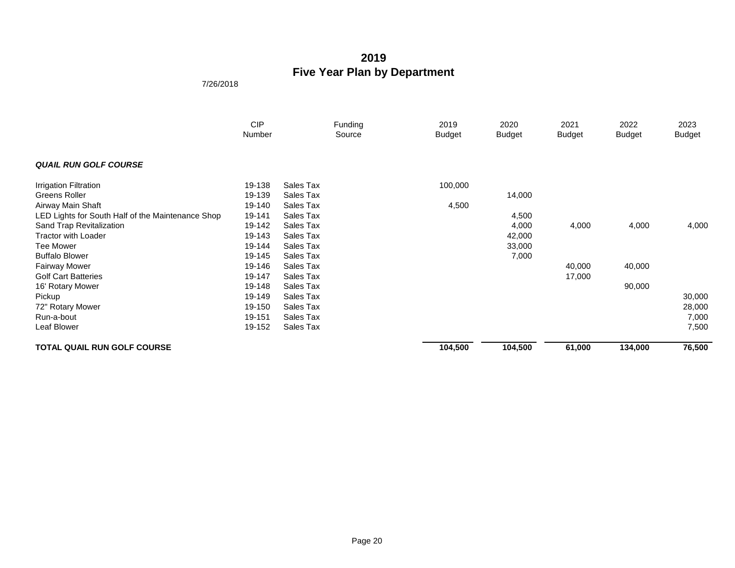# 2019
# Five Year Plan by Department

7/26/2018

| | CIP Number | Funding Source | 2019 Budget | 2020 Budget | 2021 Budget | 2022 Budget | 2023 Budget |
|---|---|---|---|---|---|---|---|
| ***QUAIL RUN GOLF COURSE*** | | | | | | | |
| Irrigation Filtration | 19-138 | Sales Tax | 100,000 | | | | |
| Greens Roller | 19-139 | Sales Tax | | 14,000 | | | |
| Airway Main Shaft | 19-140 | Sales Tax | 4,500 | | | | |
| LED Lights for South Half of the Maintenance Shop | 19-141 | Sales Tax | | 4,500 | | | |
| Sand Trap Revitalization | 19-142 | Sales Tax | | 4,000 | 4,000 | 4,000 | 4,000 |
| Tractor with Loader | 19-143 | Sales Tax | | 42,000 | | | |
| Tee Mower | 19-144 | Sales Tax | | 33,000 | | | |
| Buffalo Blower | 19-145 | Sales Tax | | 7,000 | | | |
| Fairway Mower | 19-146 | Sales Tax | | | 40,000 | 40,000 | |
| Golf Cart Batteries | 19-147 | Sales Tax | | | 17,000 | | |
| 16' Rotary Mower | 19-148 | Sales Tax | | | | 90,000 | |
| Pickup | 19-149 | Sales Tax | | | | | 30,000 |
| 72" Rotary Mower | 19-150 | Sales Tax | | | | | 28,000 |
| Run-a-bout | 19-151 | Sales Tax | | | | | 7,000 |
| Leaf Blower | 19-152 | Sales Tax | | | | | 7,500 |
| **TOTAL QUAIL RUN GOLF COURSE** | | | **104,500** | **104,500** | **61,000** | **134,000** | **76,500** |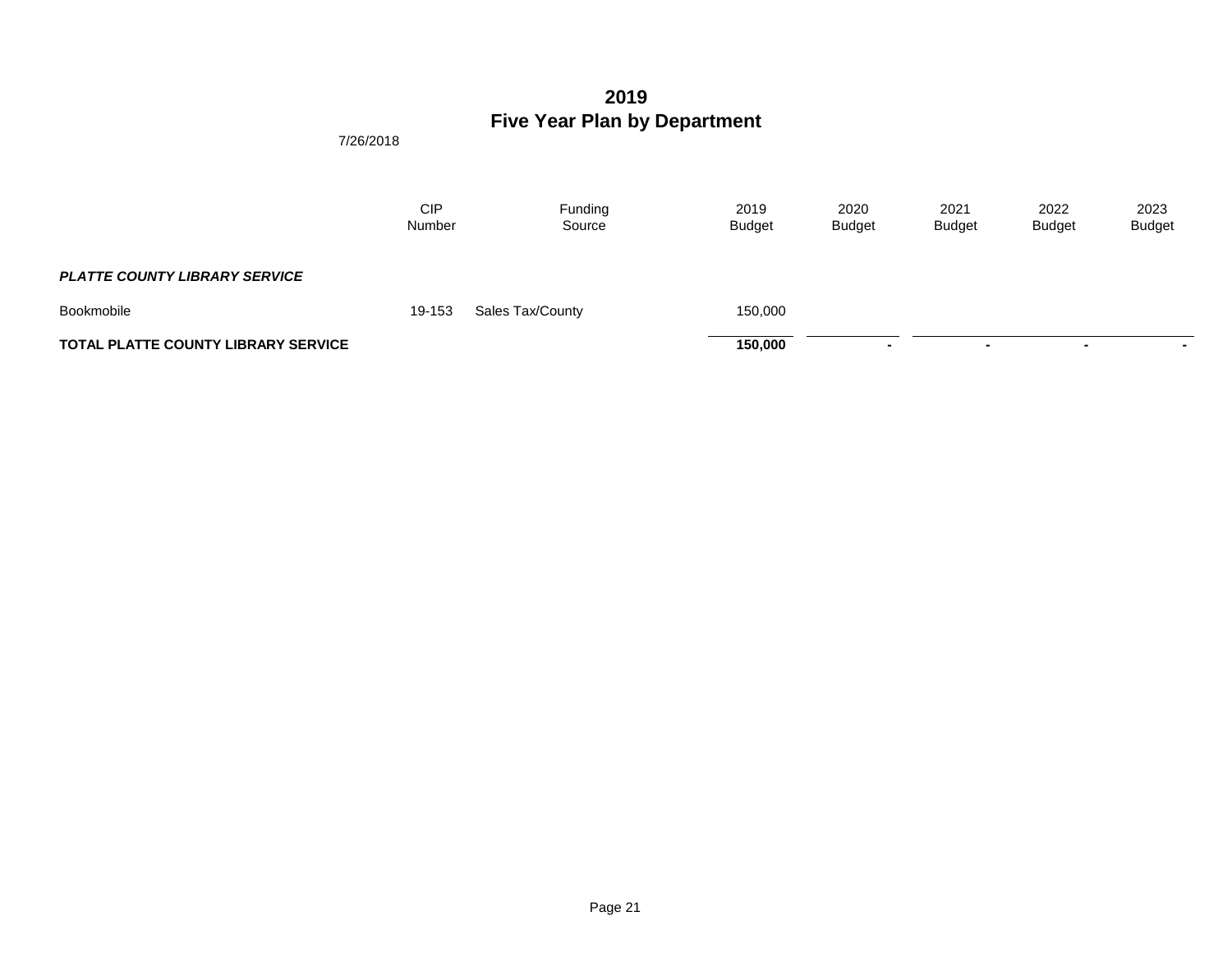# 2019
# Five Year Plan by Department

7/26/2018

| | CIP Number | Funding Source | 2019 Budget | 2020 Budget | 2021 Budget | 2022 Budget | 2023 Budget |
|---|---|---|---|---|---|---|---|
| ***PLATTE COUNTY LIBRARY SERVICE*** | | | | | | | |
| Bookmobile | 19-153 | Sales Tax/County | 150,000 | | | | |
| **TOTAL PLATTE COUNTY LIBRARY SERVICE** | | | **150,000** | **-** | **-** | **-** | **-** |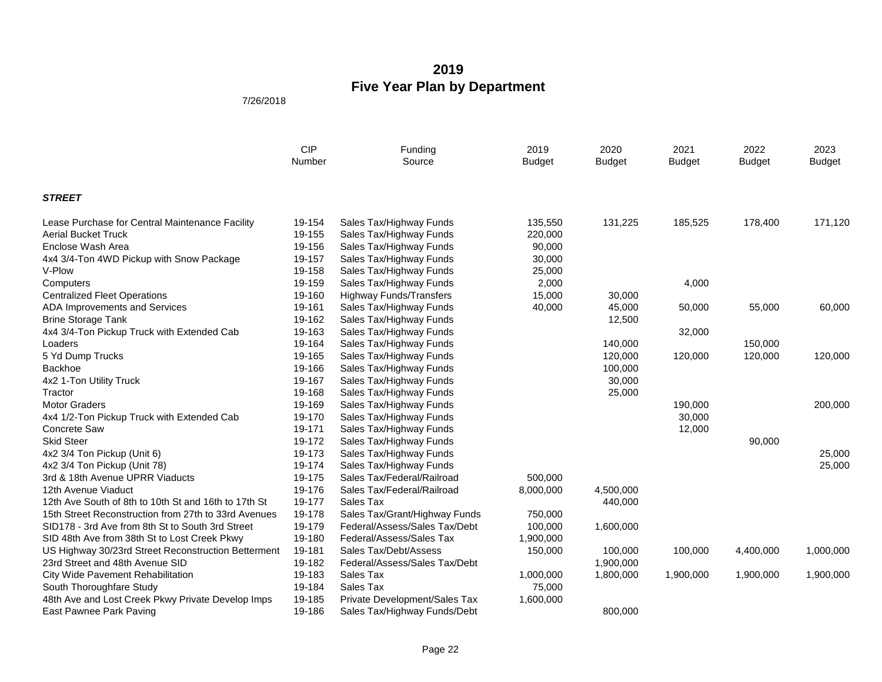# 2019
# Five Year Plan by Department

7/26/2018

| | CIP Number | Funding Source | 2019 Budget | 2020 Budget | 2021 Budget | 2022 Budget | 2023 Budget |
|---|---|---|---|---|---|---|---|
| ***STREET*** | | | | | | | |
| Lease Purchase for Central Maintenance Facility | 19-154 | Sales Tax/Highway Funds | 135,550 | 131,225 | 185,525 | 178,400 | 171,120 |
| Aerial Bucket Truck | 19-155 | Sales Tax/Highway Funds | 220,000 | | | | |
| Enclose Wash Area | 19-156 | Sales Tax/Highway Funds | 90,000 | | | | |
| 4x4 3/4-Ton 4WD Pickup with Snow Package | 19-157 | Sales Tax/Highway Funds | 30,000 | | | | |
| V-Plow | 19-158 | Sales Tax/Highway Funds | 25,000 | | | | |
| Computers | 19-159 | Sales Tax/Highway Funds | 2,000 | | 4,000 | | |
| Centralized Fleet Operations | 19-160 | Highway Funds/Transfers | 15,000 | 30,000 | | | |
| ADA Improvements and Services | 19-161 | Sales Tax/Highway Funds | 40,000 | 45,000 | 50,000 | 55,000 | 60,000 |
| Brine Storage Tank | 19-162 | Sales Tax/Highway Funds | | 12,500 | | | |
| 4x4 3/4-Ton Pickup Truck with Extended Cab | 19-163 | Sales Tax/Highway Funds | | | 32,000 | | |
| Loaders | 19-164 | Sales Tax/Highway Funds | | 140,000 | | 150,000 | |
| 5 Yd Dump Trucks | 19-165 | Sales Tax/Highway Funds | | 120,000 | 120,000 | 120,000 | 120,000 |
| Backhoe | 19-166 | Sales Tax/Highway Funds | | 100,000 | | | |
| 4x2 1-Ton Utility Truck | 19-167 | Sales Tax/Highway Funds | | 30,000 | | | |
| Tractor | 19-168 | Sales Tax/Highway Funds | | 25,000 | | | |
| Motor Graders | 19-169 | Sales Tax/Highway Funds | | | 190,000 | | 200,000 |
| 4x4 1/2-Ton Pickup Truck with Extended Cab | 19-170 | Sales Tax/Highway Funds | | | 30,000 | | |
| Concrete Saw | 19-171 | Sales Tax/Highway Funds | | | 12,000 | | |
| Skid Steer | 19-172 | Sales Tax/Highway Funds | | | | 90,000 | |
| 4x2 3/4 Ton Pickup (Unit 6) | 19-173 | Sales Tax/Highway Funds | | | | | 25,000 |
| 4x2 3/4 Ton Pickup (Unit 78) | 19-174 | Sales Tax/Highway Funds | | | | | 25,000 |
| 3rd & 18th Avenue UPRR Viaducts | 19-175 | Sales Tax/Federal/Railroad | 500,000 | | | | |
| 12th Avenue Viaduct | 19-176 | Sales Tax/Federal/Railroad | 8,000,000 | 4,500,000 | | | |
| 12th Ave South of 8th to 10th St and 16th to 17th St | 19-177 | Sales Tax | | 440,000 | | | |
| 15th Street Reconstruction from 27th to 33rd Avenues | 19-178 | Sales Tax/Grant/Highway Funds | 750,000 | | | | |
| SID178 - 3rd Ave from 8th St to South 3rd Street | 19-179 | Federal/Assess/Sales Tax/Debt | 100,000 | 1,600,000 | | | |
| SID 48th Ave from 38th St to Lost Creek Pkwy | 19-180 | Federal/Assess/Sales Tax | 1,900,000 | | | | |
| US Highway 30/23rd Street Reconstruction Betterment | 19-181 | Sales Tax/Debt/Assess | 150,000 | 100,000 | 100,000 | 4,400,000 | 1,000,000 |
| 23rd Street and 48th Avenue SID | 19-182 | Federal/Assess/Sales Tax/Debt | | 1,900,000 | | | |
| City Wide Pavement Rehabilitation | 19-183 | Sales Tax | 1,000,000 | 1,800,000 | 1,900,000 | 1,900,000 | 1,900,000 |
| South Thoroughfare Study | 19-184 | Sales Tax | 75,000 | | | | |
| 48th Ave and Lost Creek Pkwy Private Develop Imps | 19-185 | Private Development/Sales Tax | 1,600,000 | | | | |
| East Pawnee Park Paving | 19-186 | Sales Tax/Highway Funds/Debt | | 800,000 | | | |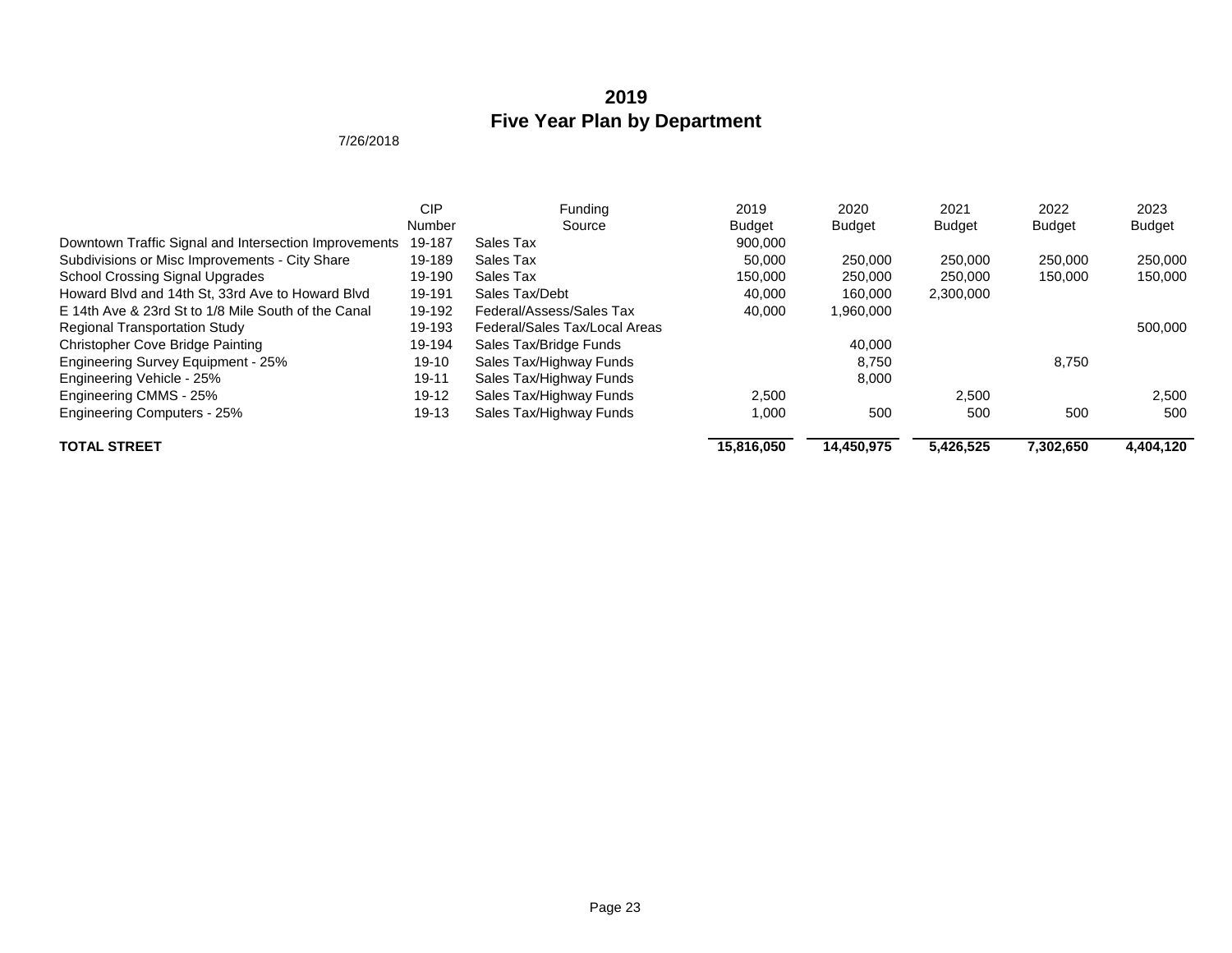# 2019
# Five Year Plan by Department

7/26/2018

| | CIP Number | Funding Source | 2019 Budget | 2020 Budget | 2021 Budget | 2022 Budget | 2023 Budget |
|---|---|---|---|---|---|---|---|
| Downtown Traffic Signal and Intersection Improvements | 19-187 | Sales Tax | 900,000 | | | | |
| Subdivisions or Misc Improvements - City Share | 19-189 | Sales Tax | 50,000 | 250,000 | 250,000 | 250,000 | 250,000 |
| School Crossing Signal Upgrades | 19-190 | Sales Tax | 150,000 | 250,000 | 250,000 | 150,000 | 150,000 |
| Howard Blvd and 14th St, 33rd Ave to Howard Blvd | 19-191 | Sales Tax/Debt | 40,000 | 160,000 | 2,300,000 | | |
| E 14th Ave & 23rd St to 1/8 Mile South of the Canal | 19-192 | Federal/Assess/Sales Tax | 40,000 | 1,960,000 | | | |
| Regional Transportation Study | 19-193 | Federal/Sales Tax/Local Areas | | | | | 500,000 |
| Christopher Cove Bridge Painting | 19-194 | Sales Tax/Bridge Funds | | 40,000 | | | |
| Engineering Survey Equipment - 25% | 19-10 | Sales Tax/Highway Funds | | 8,750 | | 8,750 | |
| Engineering Vehicle - 25% | 19-11 | Sales Tax/Highway Funds | | 8,000 | | | |
| Engineering CMMS - 25% | 19-12 | Sales Tax/Highway Funds | 2,500 | | 2,500 | | 2,500 |
| Engineering Computers - 25% | 19-13 | Sales Tax/Highway Funds | 1,000 | 500 | 500 | 500 | 500 |
| **TOTAL STREET** | | | **15,816,050** | **14,450,975** | **5,426,525** | **7,302,650** | **4,404,120** |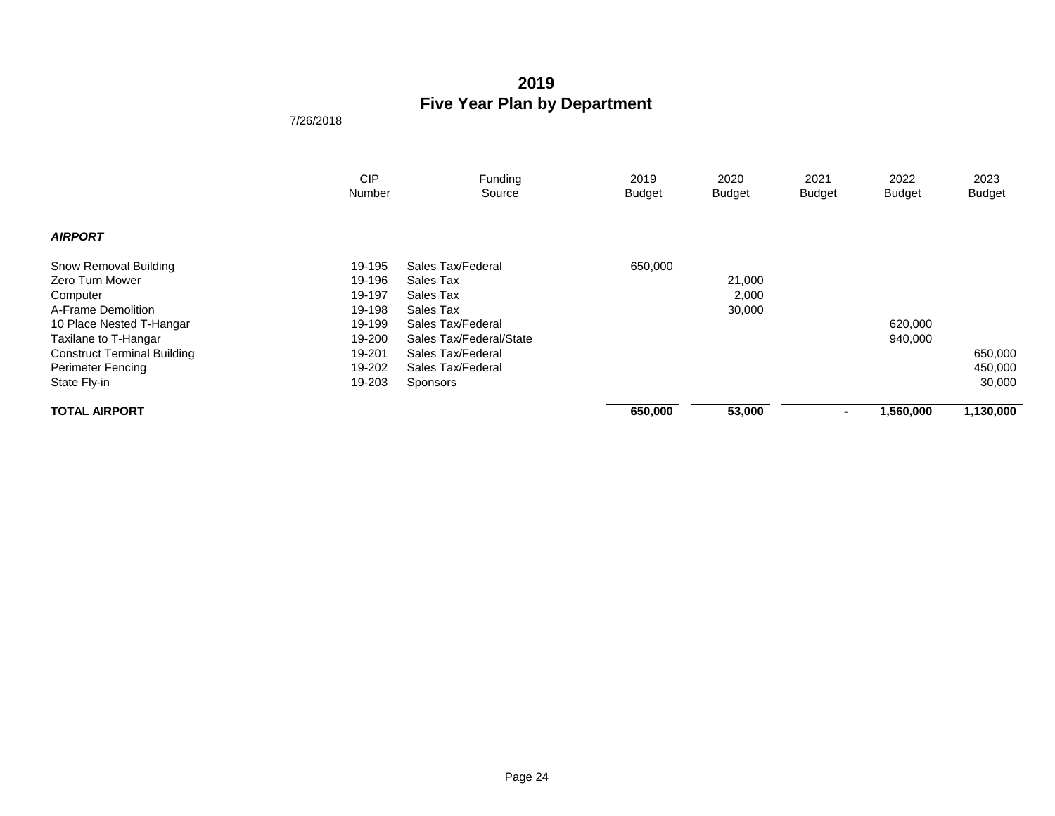# 2019
# Five Year Plan by Department

7/26/2018

| | CIP Number | Funding Source | 2019 Budget | 2020 Budget | 2021 Budget | 2022 Budget | 2023 Budget |
|---|---|---|---|---|---|---|---|
| ***AIRPORT*** | | | | | | | |
| Snow Removal Building | 19-195 | Sales Tax/Federal | 650,000 | | | | |
| Zero Turn Mower | 19-196 | Sales Tax | | 21,000 | | | |
| Computer | 19-197 | Sales Tax | | 2,000 | | | |
| A-Frame Demolition | 19-198 | Sales Tax | | 30,000 | | | |
| 10 Place Nested T-Hangar | 19-199 | Sales Tax/Federal | | | | 620,000 | |
| Taxilane to T-Hangar | 19-200 | Sales Tax/Federal/State | | | | 940,000 | |
| Construct Terminal Building | 19-201 | Sales Tax/Federal | | | | | 650,000 |
| Perimeter Fencing | 19-202 | Sales Tax/Federal | | | | | 450,000 |
| State Fly-in | 19-203 | Sponsors | | | | | 30,000 |
| **TOTAL AIRPORT** | | | **650,000** | **53,000** | **-** | **1,560,000** | **1,130,000** |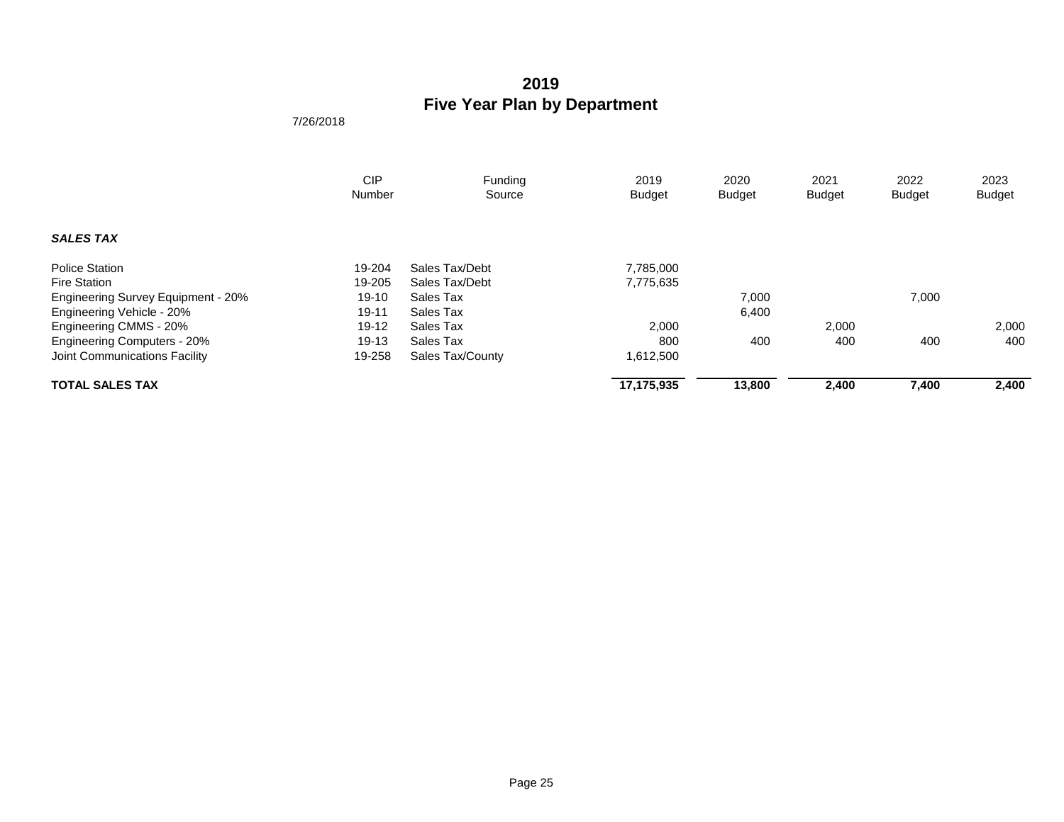# 2019
# Five Year Plan by Department

7/26/2018

| | CIP Number | Funding Source | 2019 Budget | 2020 Budget | 2021 Budget | 2022 Budget | 2023 Budget |
|---|---|---|---|---|---|---|---|
| ***SALES TAX*** | | | | | | | |
| Police Station | 19-204 | Sales Tax/Debt | 7,785,000 | | | | |
| Fire Station | 19-205 | Sales Tax/Debt | 7,775,635 | | | | |
| Engineering Survey Equipment - 20% | 19-10 | Sales Tax | | 7,000 | | 7,000 | |
| Engineering Vehicle - 20% | 19-11 | Sales Tax | | 6,400 | | | |
| Engineering CMMS - 20% | 19-12 | Sales Tax | 2,000 | | 2,000 | | 2,000 |
| Engineering Computers - 20% | 19-13 | Sales Tax | 800 | 400 | 400 | 400 | 400 |
| Joint Communications Facility | 19-258 | Sales Tax/County | 1,612,500 | | | | |
| **TOTAL SALES TAX** | | | **17,175,935** | **13,800** | **2,400** | **7,400** | **2,400** |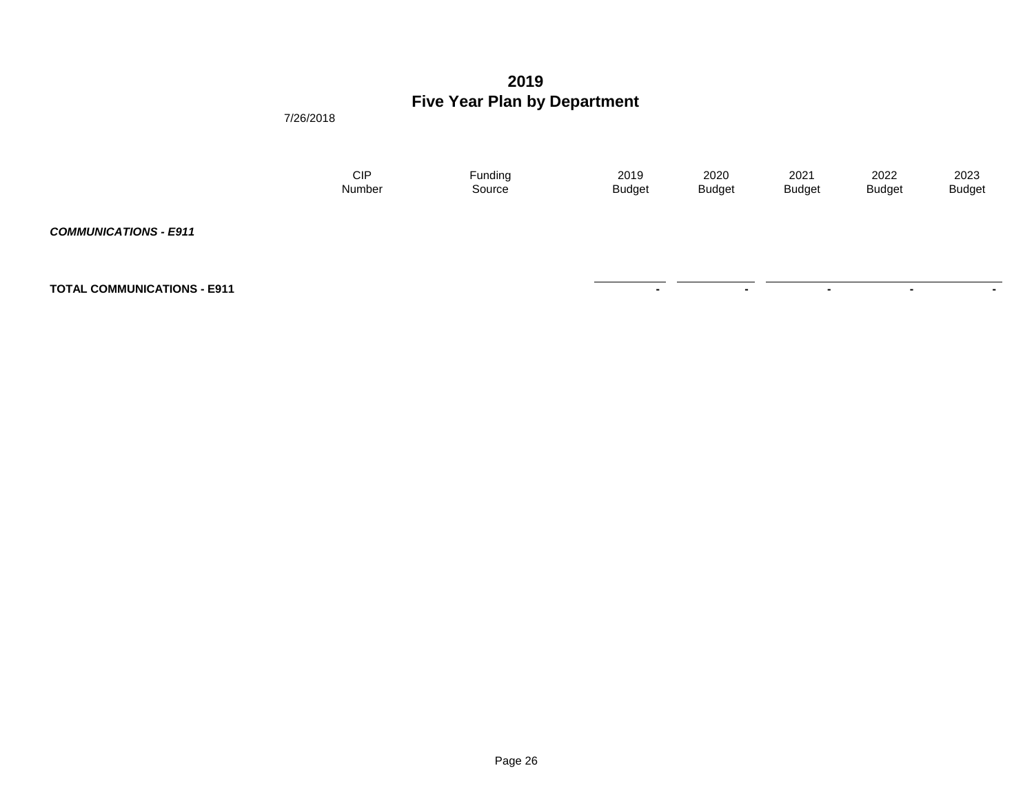# 2019
# Five Year Plan by Department

7/26/2018

| | CIP Number | Funding Source | 2019 Budget | 2020 Budget | 2021 Budget | 2022 Budget | 2023 Budget |
|---|---|---|---|---|---|---|---|
| ***COMMUNICATIONS - E911*** | | | | | | | |
| **TOTAL COMMUNICATIONS - E911** | | | **-** | **-** | **-** | **-** | **-** |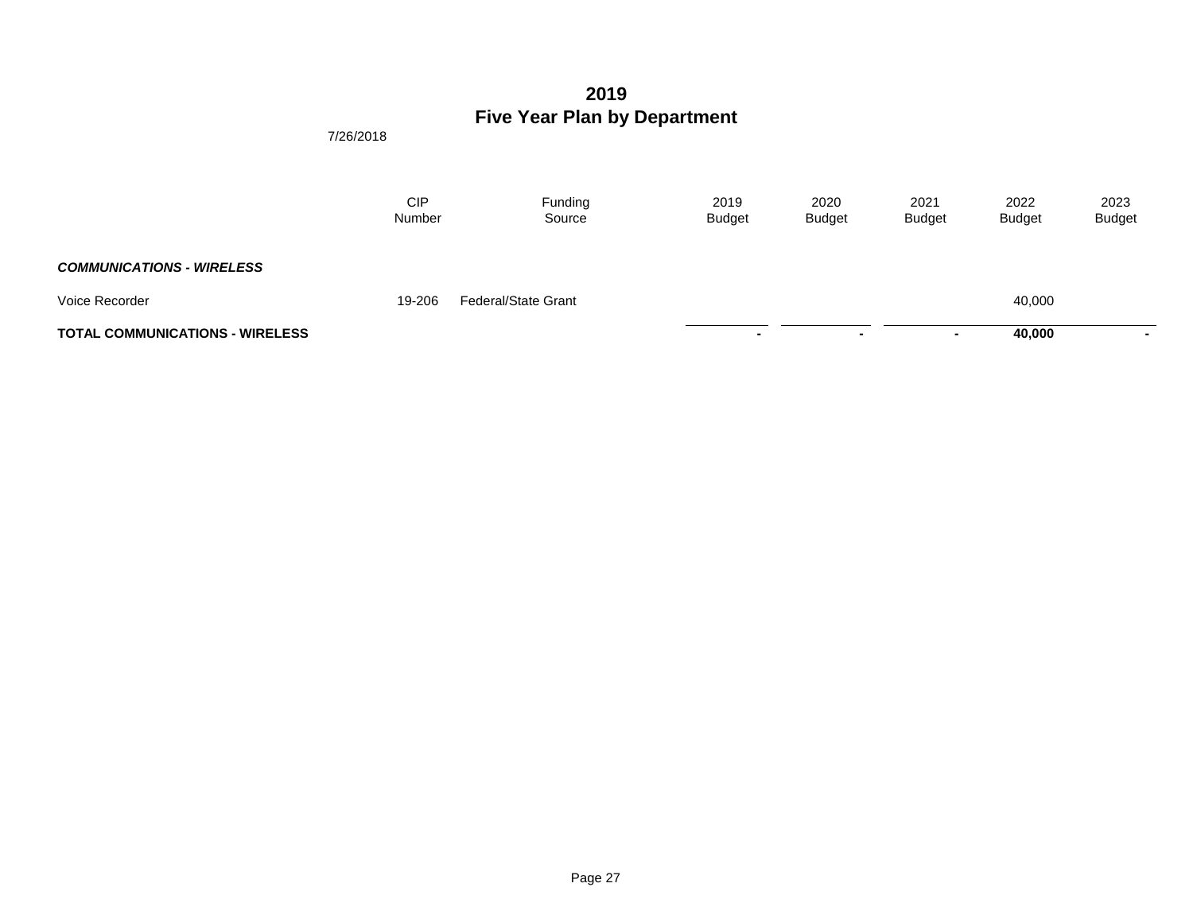# 2019
# Five Year Plan by Department

7/26/2018

| | CIP Number | Funding Source | 2019 Budget | 2020 Budget | 2021 Budget | 2022 Budget | 2023 Budget |
|---|---|---|---|---|---|---|---|
| ***COMMUNICATIONS - WIRELESS*** | | | | | | | |
| Voice Recorder | 19-206 | Federal/State Grant | | | | 40,000 | |
| **TOTAL COMMUNICATIONS - WIRELESS** | | | **-** | **-** | **-** | **40,000** | **-** |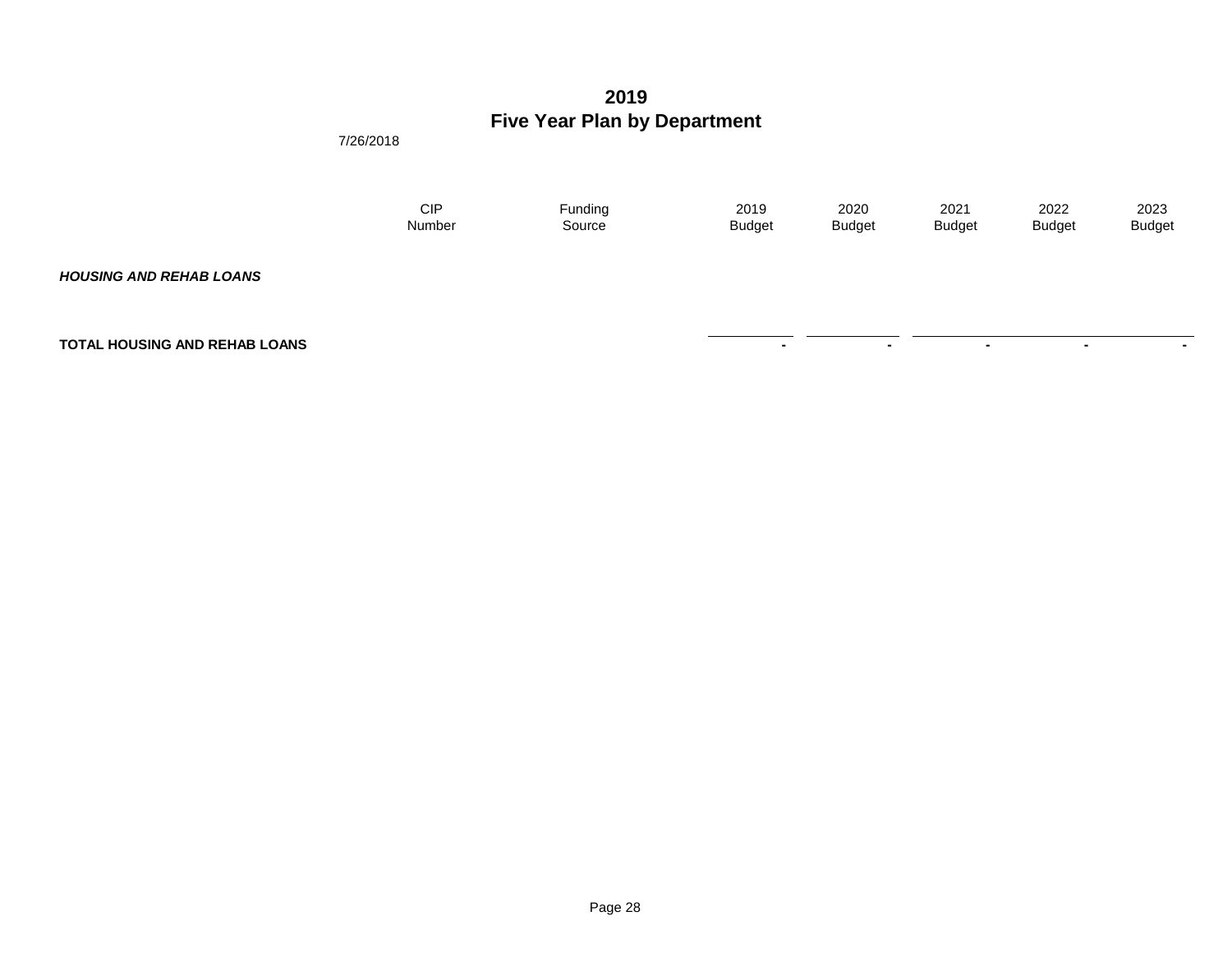# 2019
# Five Year Plan by Department

7/26/2018

| | CIP Number | Funding Source | 2019 Budget | 2020 Budget | 2021 Budget | 2022 Budget | 2023 Budget |
|---|---|---|---|---|---|---|---|
| ***HOUSING AND REHAB LOANS*** | | | | | | | |
| **TOTAL HOUSING AND REHAB LOANS** | | | - | - | - | - | - |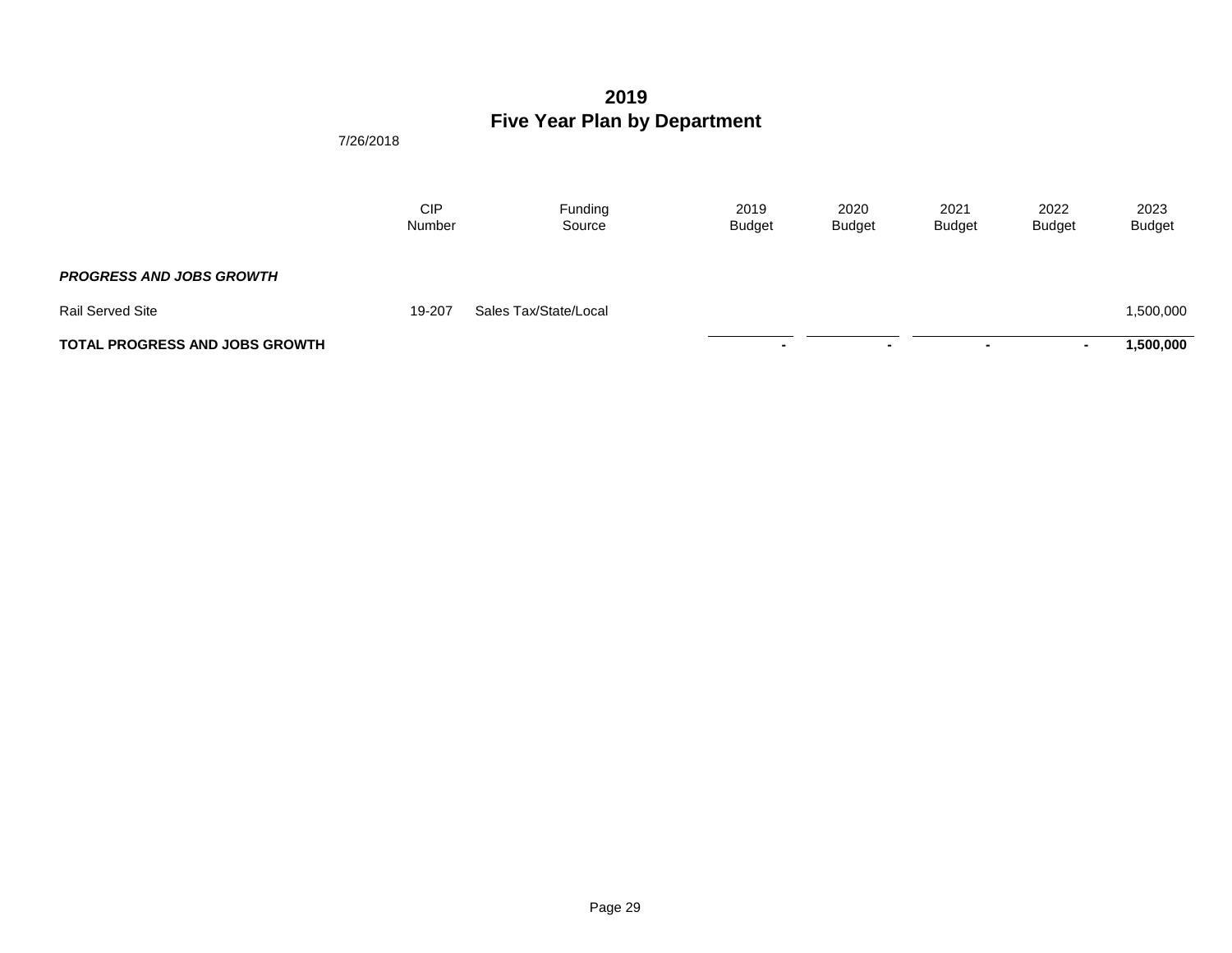# 2019
# Five Year Plan by Department

7/26/2018

| | CIP Number | Funding Source | 2019 Budget | 2020 Budget | 2021 Budget | 2022 Budget | 2023 Budget |
|---|---|---|---|---|---|---|---|
| ***PROGRESS AND JOBS GROWTH*** | | | | | | | |
| Rail Served Site | 19-207 | Sales Tax/State/Local | | | | | 1,500,000 |
| **TOTAL PROGRESS AND JOBS GROWTH** | | | **-** | **-** | **-** | **-** | **1,500,000** |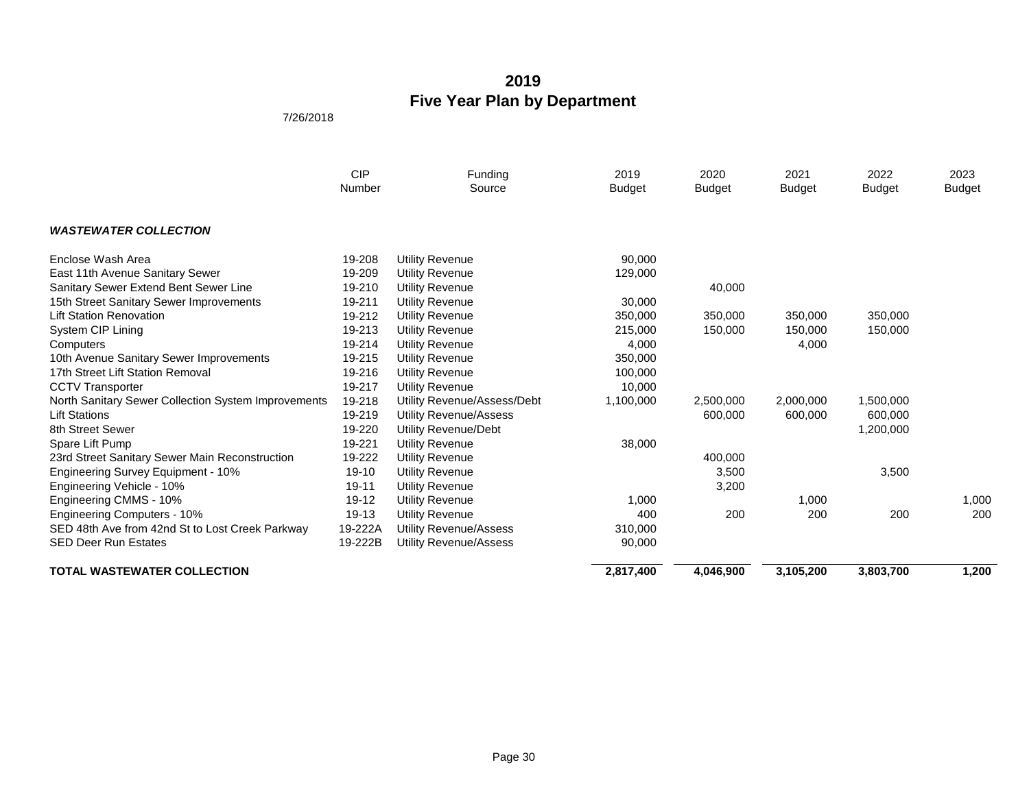# 2019
# Five Year Plan by Department

7/26/2018

| | CIP Number | Funding Source | 2019 Budget | 2020 Budget | 2021 Budget | 2022 Budget | 2023 Budget |
|---|---|---|---|---|---|---|---|
| ***WASTEWATER COLLECTION*** | | | | | | | |
| Enclose Wash Area | 19-208 | Utility Revenue | 90,000 | | | | |
| East 11th Avenue Sanitary Sewer | 19-209 | Utility Revenue | 129,000 | | | | |
| Sanitary Sewer Extend Bent Sewer Line | 19-210 | Utility Revenue | | 40,000 | | | |
| 15th Street Sanitary Sewer Improvements | 19-211 | Utility Revenue | 30,000 | | | | |
| Lift Station Renovation | 19-212 | Utility Revenue | 350,000 | 350,000 | 350,000 | 350,000 | |
| System CIP Lining | 19-213 | Utility Revenue | 215,000 | 150,000 | 150,000 | 150,000 | |
| Computers | 19-214 | Utility Revenue | 4,000 | | 4,000 | | |
| 10th Avenue Sanitary Sewer Improvements | 19-215 | Utility Revenue | 350,000 | | | | |
| 17th Street Lift Station Removal | 19-216 | Utility Revenue | 100,000 | | | | |
| CCTV Transporter | 19-217 | Utility Revenue | 10,000 | | | | |
| North Sanitary Sewer Collection System Improvements | 19-218 | Utility Revenue/Assess/Debt | 1,100,000 | 2,500,000 | 2,000,000 | 1,500,000 | |
| Lift Stations | 19-219 | Utility Revenue/Assess | | 600,000 | 600,000 | 600,000 | |
| 8th Street Sewer | 19-220 | Utility Revenue/Debt | | | | 1,200,000 | |
| Spare Lift Pump | 19-221 | Utility Revenue | 38,000 | | | | |
| 23rd Street Sanitary Sewer Main Reconstruction | 19-222 | Utility Revenue | | 400,000 | | | |
| Engineering Survey Equipment - 10% | 19-10 | Utility Revenue | | 3,500 | | 3,500 | |
| Engineering Vehicle - 10% | 19-11 | Utility Revenue | | 3,200 | | | |
| Engineering CMMS - 10% | 19-12 | Utility Revenue | 1,000 | | 1,000 | | 1,000 |
| Engineering Computers - 10% | 19-13 | Utility Revenue | 400 | 200 | 200 | 200 | 200 |
| SED 48th Ave from 42nd St to Lost Creek Parkway | 19-222A | Utility Revenue/Assess | 310,000 | | | | |
| SED Deer Run Estates | 19-222B | Utility Revenue/Assess | 90,000 | | | | |
| **TOTAL WASTEWATER COLLECTION** | | | **2,817,400** | **4,046,900** | **3,105,200** | **3,803,700** | **1,200** |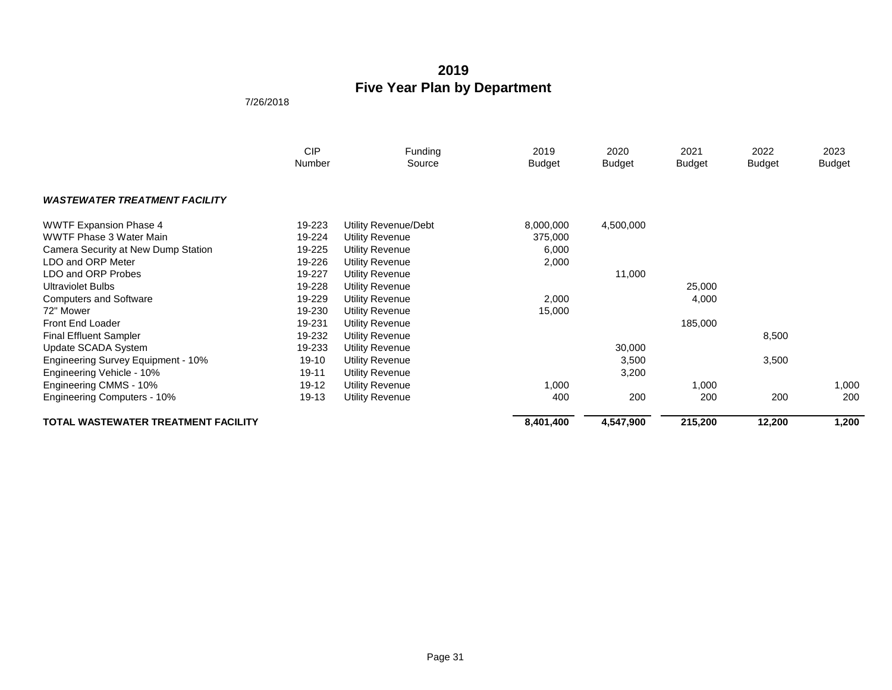# 2019
# Five Year Plan by Department

7/26/2018

| | CIP Number | Funding Source | 2019 Budget | 2020 Budget | 2021 Budget | 2022 Budget | 2023 Budget |
|---|---|---|---|---|---|---|---|
| ***WASTEWATER TREATMENT FACILITY*** | | | | | | | |
| WWTF Expansion Phase 4 | 19-223 | Utility Revenue/Debt | 8,000,000 | 4,500,000 | | | |
| WWTF Phase 3 Water Main | 19-224 | Utility Revenue | 375,000 | | | | |
| Camera Security at New Dump Station | 19-225 | Utility Revenue | 6,000 | | | | |
| LDO and ORP Meter | 19-226 | Utility Revenue | 2,000 | | | | |
| LDO and ORP Probes | 19-227 | Utility Revenue | | 11,000 | | | |
| Ultraviolet Bulbs | 19-228 | Utility Revenue | | | 25,000 | | |
| Computers and Software | 19-229 | Utility Revenue | 2,000 | | 4,000 | | |
| 72" Mower | 19-230 | Utility Revenue | 15,000 | | | | |
| Front End Loader | 19-231 | Utility Revenue | | | 185,000 | | |
| Final Effluent Sampler | 19-232 | Utility Revenue | | | | 8,500 | |
| Update SCADA System | 19-233 | Utility Revenue | | 30,000 | | | |
| Engineering Survey Equipment - 10% | 19-10 | Utility Revenue | | 3,500 | | 3,500 | |
| Engineering Vehicle - 10% | 19-11 | Utility Revenue | | 3,200 | | | |
| Engineering CMMS - 10% | 19-12 | Utility Revenue | 1,000 | | 1,000 | | 1,000 |
| Engineering Computers - 10% | 19-13 | Utility Revenue | 400 | 200 | 200 | 200 | 200 |
| **TOTAL WASTEWATER TREATMENT FACILITY** | | | **8,401,400** | **4,547,900** | **215,200** | **12,200** | **1,200** |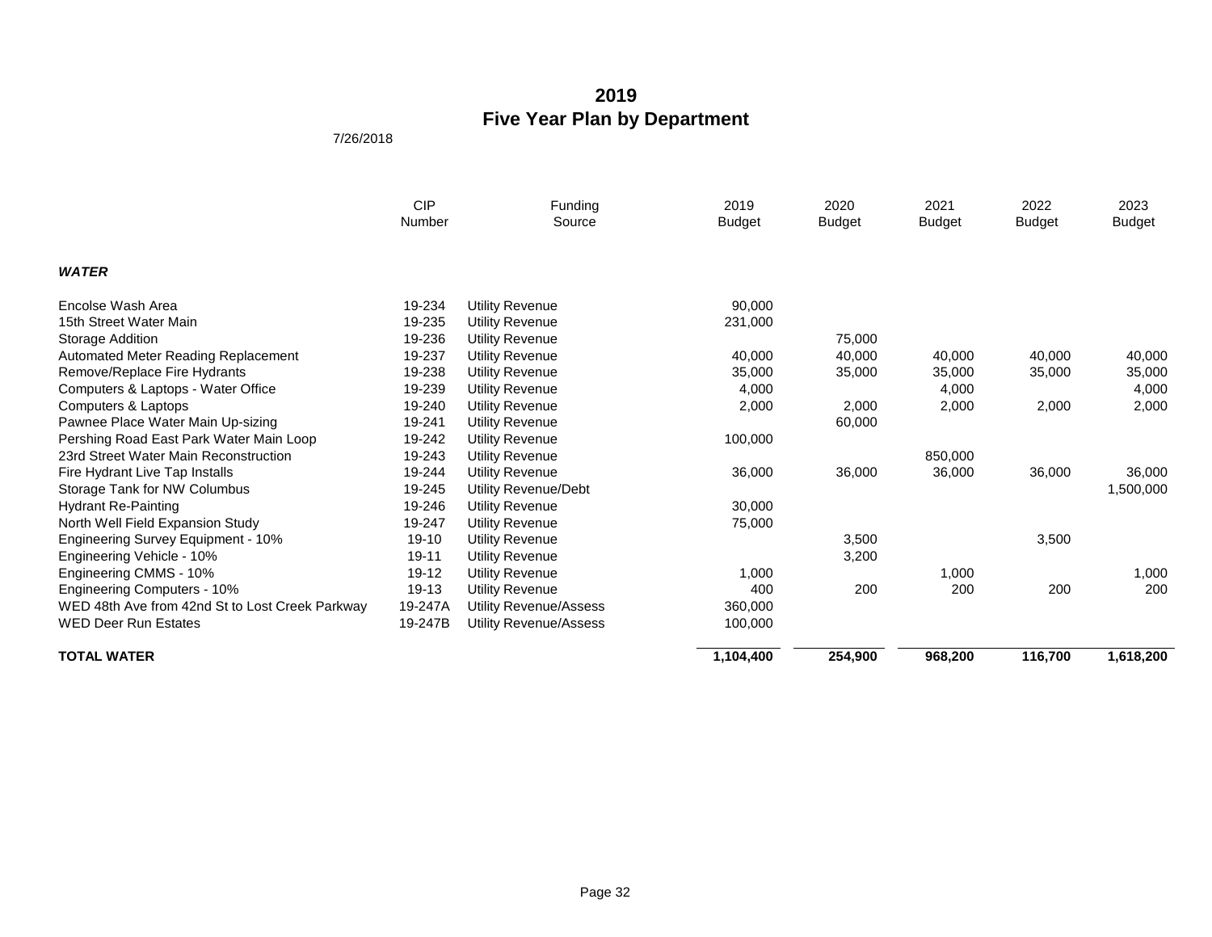# 2019
# Five Year Plan by Department

7/26/2018

| | CIP Number | Funding Source | 2019 Budget | 2020 Budget | 2021 Budget | 2022 Budget | 2023 Budget |
|---|---|---|---|---|---|---|---|
| ***WATER*** | | | | | | | |
| Encolse Wash Area | 19-234 | Utility Revenue | 90,000 | | | | |
| 15th Street Water Main | 19-235 | Utility Revenue | 231,000 | | | | |
| Storage Addition | 19-236 | Utility Revenue | | 75,000 | | | |
| Automated Meter Reading Replacement | 19-237 | Utility Revenue | 40,000 | 40,000 | 40,000 | 40,000 | 40,000 |
| Remove/Replace Fire Hydrants | 19-238 | Utility Revenue | 35,000 | 35,000 | 35,000 | 35,000 | 35,000 |
| Computers & Laptops - Water Office | 19-239 | Utility Revenue | 4,000 | | 4,000 | | 4,000 |
| Computers & Laptops | 19-240 | Utility Revenue | 2,000 | 2,000 | 2,000 | 2,000 | 2,000 |
| Pawnee Place Water Main Up-sizing | 19-241 | Utility Revenue | | 60,000 | | | |
| Pershing Road East Park Water Main Loop | 19-242 | Utility Revenue | 100,000 | | | | |
| 23rd Street Water Main Reconstruction | 19-243 | Utility Revenue | | | 850,000 | | |
| Fire Hydrant Live Tap Installs | 19-244 | Utility Revenue | 36,000 | 36,000 | 36,000 | 36,000 | 36,000 |
| Storage Tank for NW Columbus | 19-245 | Utility Revenue/Debt | | | | | 1,500,000 |
| Hydrant Re-Painting | 19-246 | Utility Revenue | 30,000 | | | | |
| North Well Field Expansion Study | 19-247 | Utility Revenue | 75,000 | | | | |
| Engineering Survey Equipment - 10% | 19-10 | Utility Revenue | | 3,500 | | 3,500 | |
| Engineering Vehicle - 10% | 19-11 | Utility Revenue | | 3,200 | | | |
| Engineering CMMS - 10% | 19-12 | Utility Revenue | 1,000 | | 1,000 | | 1,000 |
| Engineering Computers - 10% | 19-13 | Utility Revenue | 400 | 200 | 200 | 200 | 200 |
| WED 48th Ave from 42nd St to Lost Creek Parkway | 19-247A | Utility Revenue/Assess | 360,000 | | | | |
| WED Deer Run Estates | 19-247B | Utility Revenue/Assess | 100,000 | | | | |
| **TOTAL WATER** | | | **1,104,400** | **254,900** | **968,200** | **116,700** | **1,618,200** |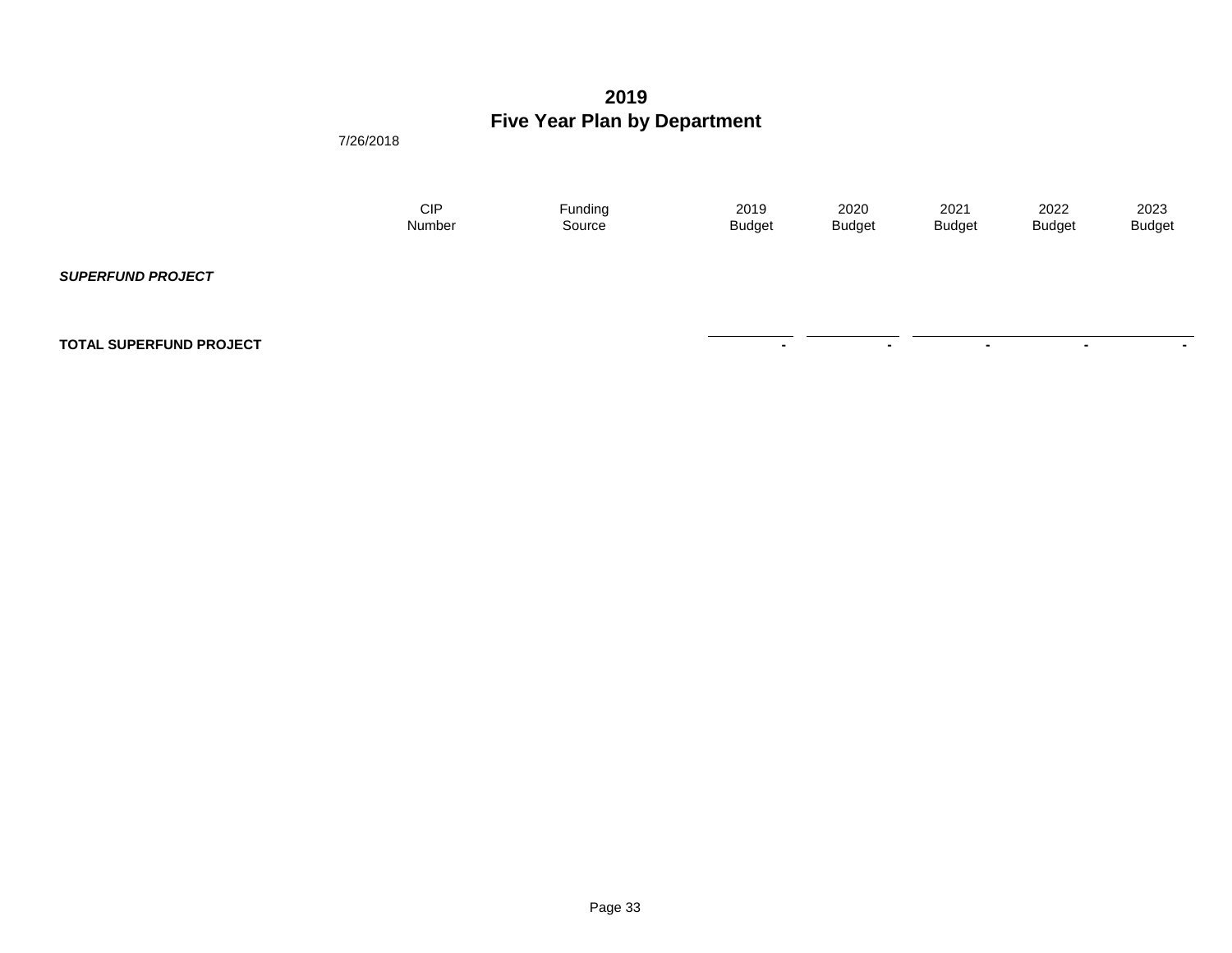# 2019
# Five Year Plan by Department

7/26/2018

| | CIP Number | Funding Source | 2019 Budget | 2020 Budget | 2021 Budget | 2022 Budget | 2023 Budget |
|---|---|---|---|---|---|---|---|
| ***SUPERFUND PROJECT*** | | | | | | | |
| **TOTAL SUPERFUND PROJECT** | | | - | - | - | - | - |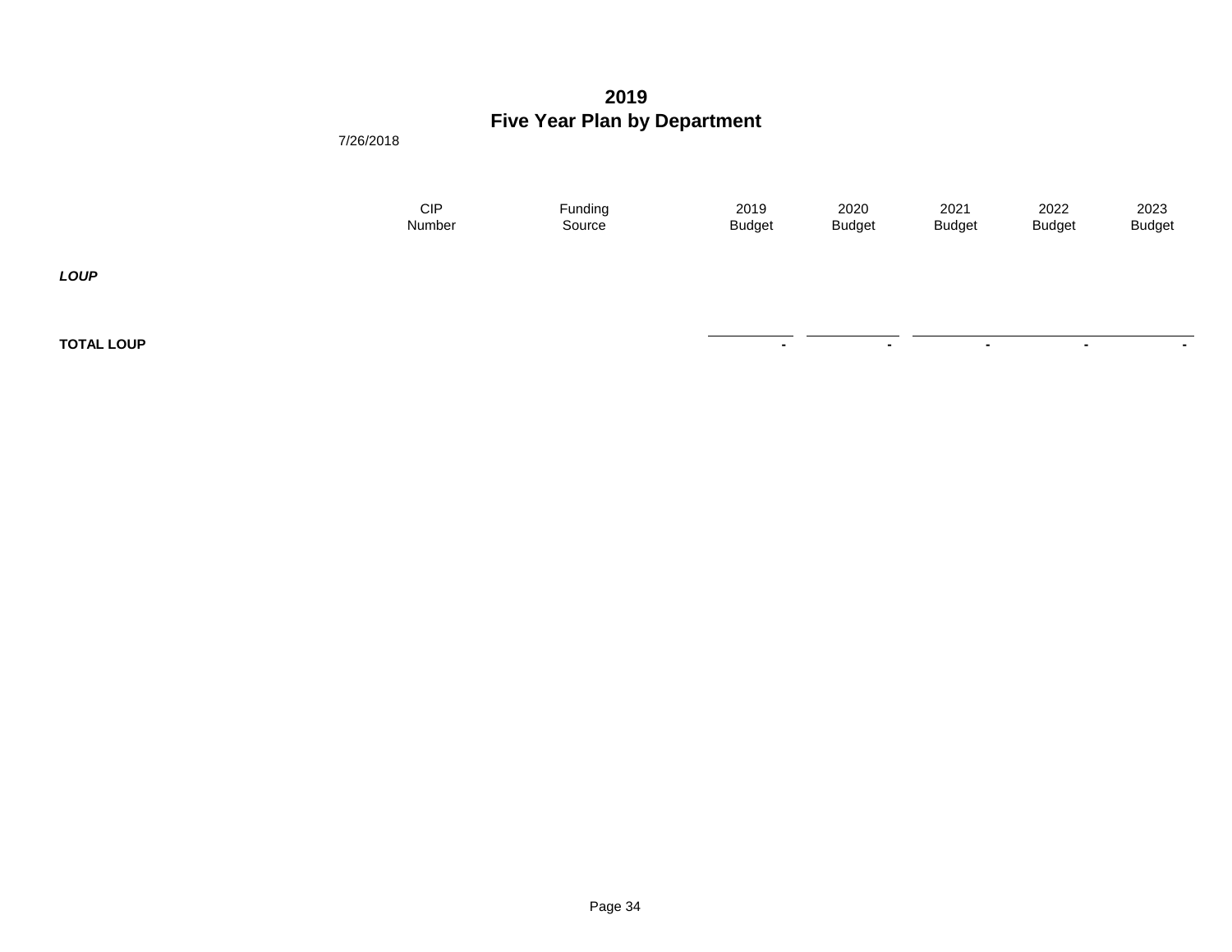# 2019
# Five Year Plan by Department

7/26/2018

| | CIP Number | Funding Source | 2019 Budget | 2020 Budget | 2021 Budget | 2022 Budget | 2023 Budget |
|---|---|---|---|---|---|---|---|
| ***LOUP*** | | | | | | | |
| **TOTAL LOUP** | | | **-** | **-** | **-** | **-** | **-** |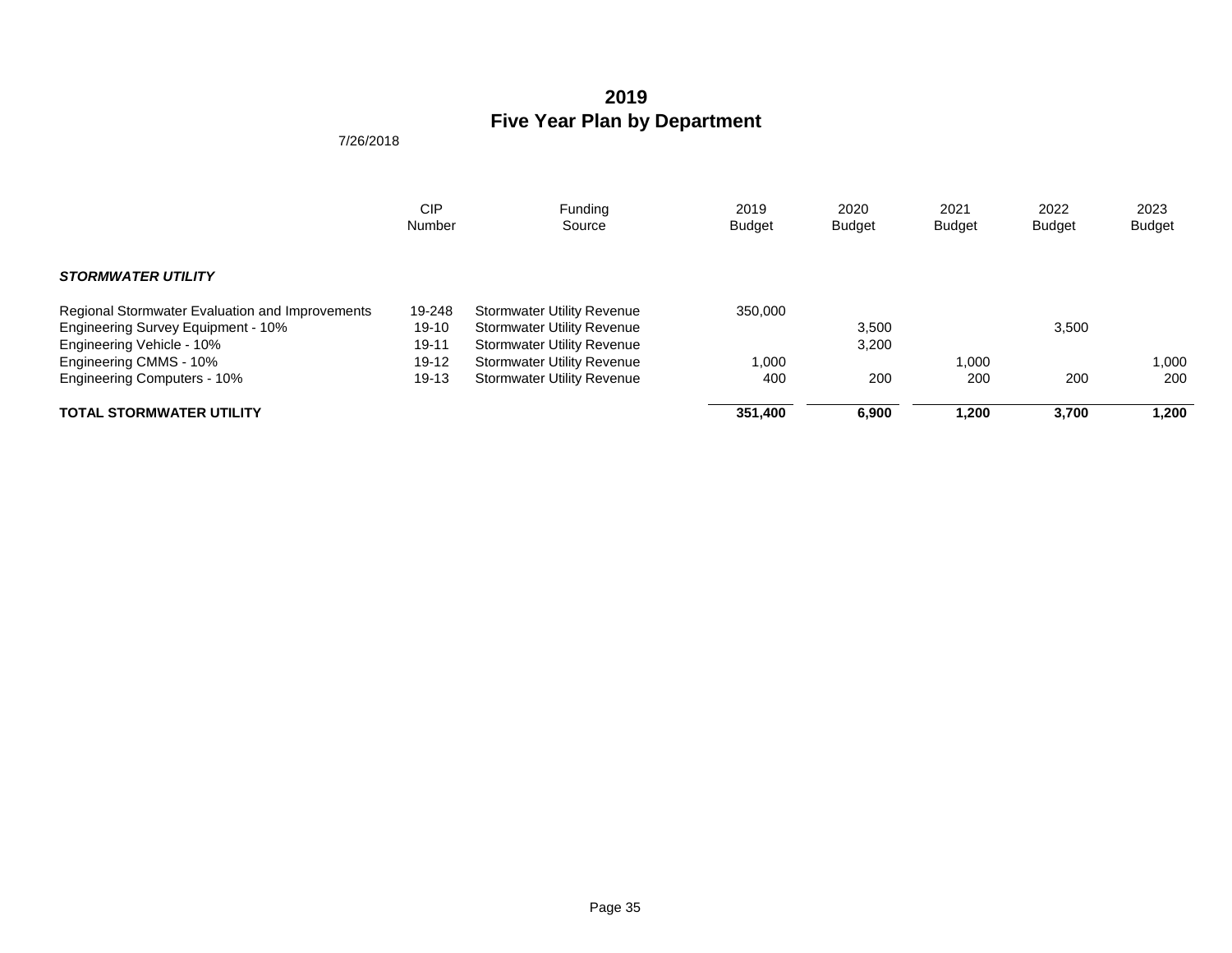# 2019
# Five Year Plan by Department

7/26/2018

| | CIP Number | Funding Source | 2019 Budget | 2020 Budget | 2021 Budget | 2022 Budget | 2023 Budget |
|---|---|---|---|---|---|---|---|
| ***STORMWATER UTILITY*** | | | | | | | |
| Regional Stormwater Evaluation and Improvements | 19-248 | Stormwater Utility Revenue | 350,000 | | | | |
| Engineering Survey Equipment - 10% | 19-10 | Stormwater Utility Revenue | | 3,500 | | 3,500 | |
| Engineering Vehicle - 10% | 19-11 | Stormwater Utility Revenue | | 3,200 | | | |
| Engineering CMMS - 10% | 19-12 | Stormwater Utility Revenue | 1,000 | | 1,000 | | 1,000 |
| Engineering Computers - 10% | 19-13 | Stormwater Utility Revenue | 400 | 200 | 200 | 200 | 200 |
| **TOTAL STORMWATER UTILITY** | | | **351,400** | **6,900** | **1,200** | **3,700** | **1,200** |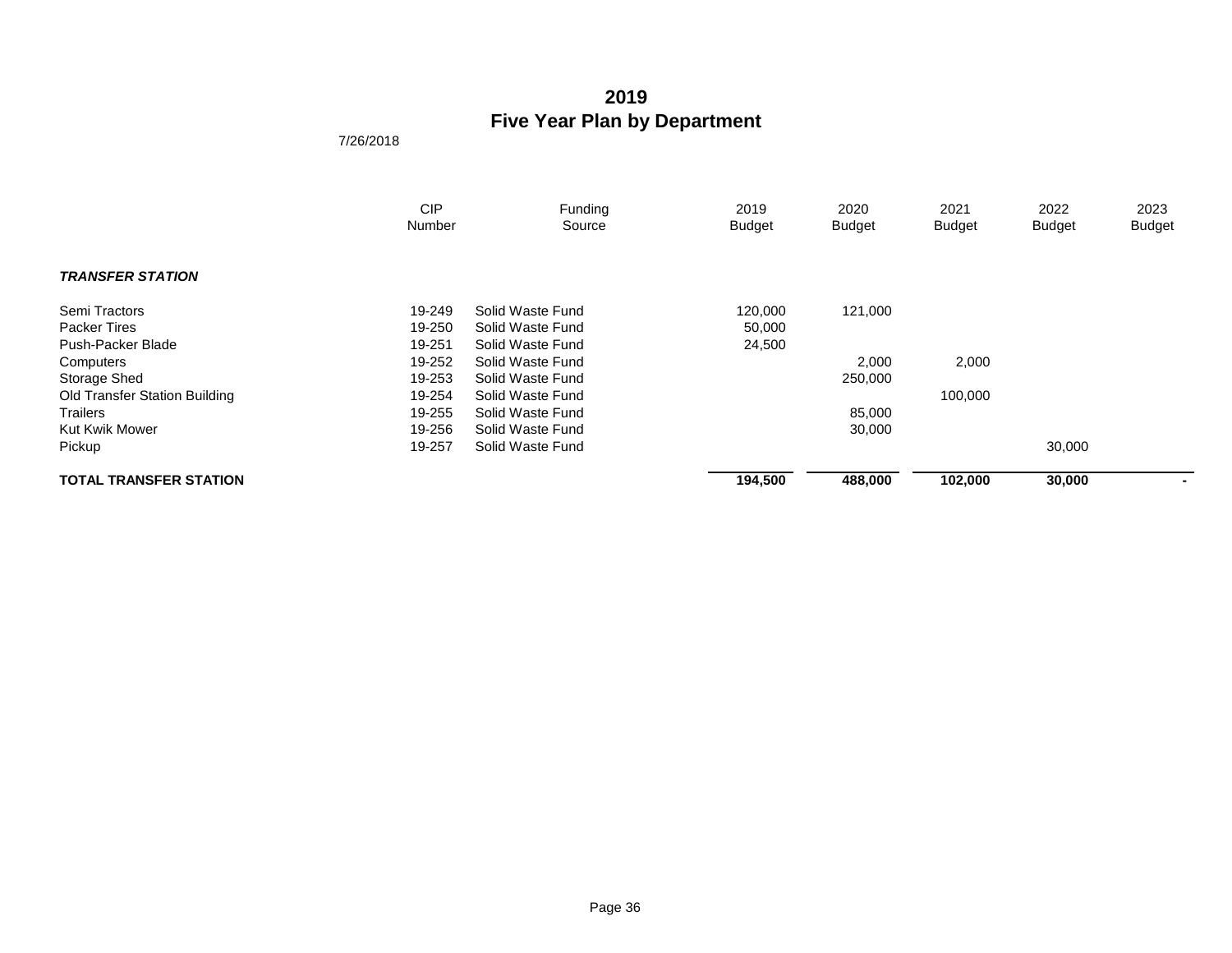# 2019
# Five Year Plan by Department

7/26/2018

| | CIP Number | Funding Source | 2019 Budget | 2020 Budget | 2021 Budget | 2022 Budget | 2023 Budget |
|---|---|---|---|---|---|---|---|
| ***TRANSFER STATION*** | | | | | | | |
| Semi Tractors | 19-249 | Solid Waste Fund | 120,000 | 121,000 | | | |
| Packer Tires | 19-250 | Solid Waste Fund | 50,000 | | | | |
| Push-Packer Blade | 19-251 | Solid Waste Fund | 24,500 | | | | |
| Computers | 19-252 | Solid Waste Fund | | 2,000 | 2,000 | | |
| Storage Shed | 19-253 | Solid Waste Fund | | 250,000 | | | |
| Old Transfer Station Building | 19-254 | Solid Waste Fund | | | 100,000 | | |
| Trailers | 19-255 | Solid Waste Fund | | 85,000 | | | |
| Kut Kwik Mower | 19-256 | Solid Waste Fund | | 30,000 | | | |
| Pickup | 19-257 | Solid Waste Fund | | | | 30,000 | |
| **TOTAL TRANSFER STATION** | | | **194,500** | **488,000** | **102,000** | **30,000** | **-** |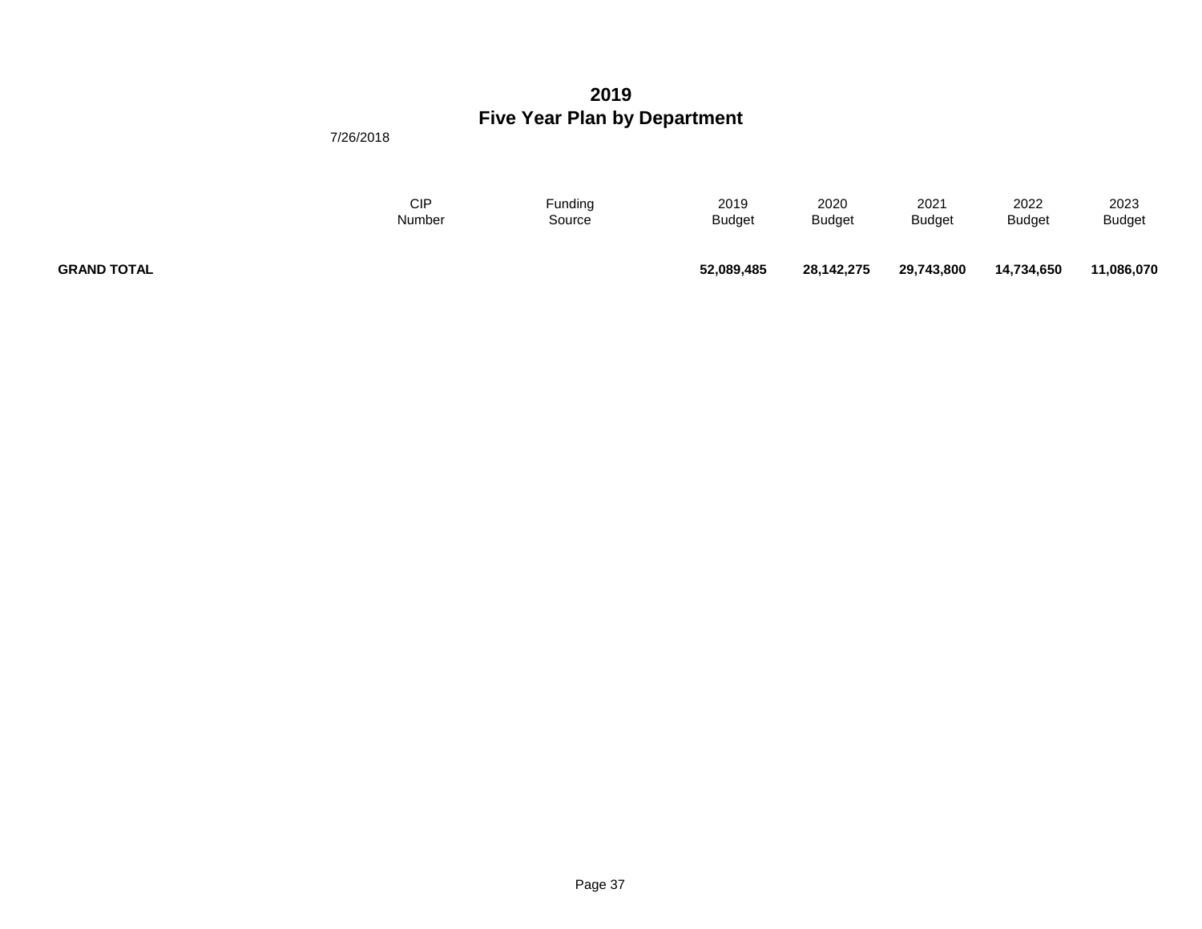# 2019
## Five Year Plan by Department

7/26/2018

| | CIP Number | Funding Source | 2019 Budget | 2020 Budget | 2021 Budget | 2022 Budget | 2023 Budget |
|---|---|---|---|---|---|---|---|
| **GRAND TOTAL** | | | **52,089,485** | **28,142,275** | **29,743,800** | **14,734,650** | **11,086,070** |